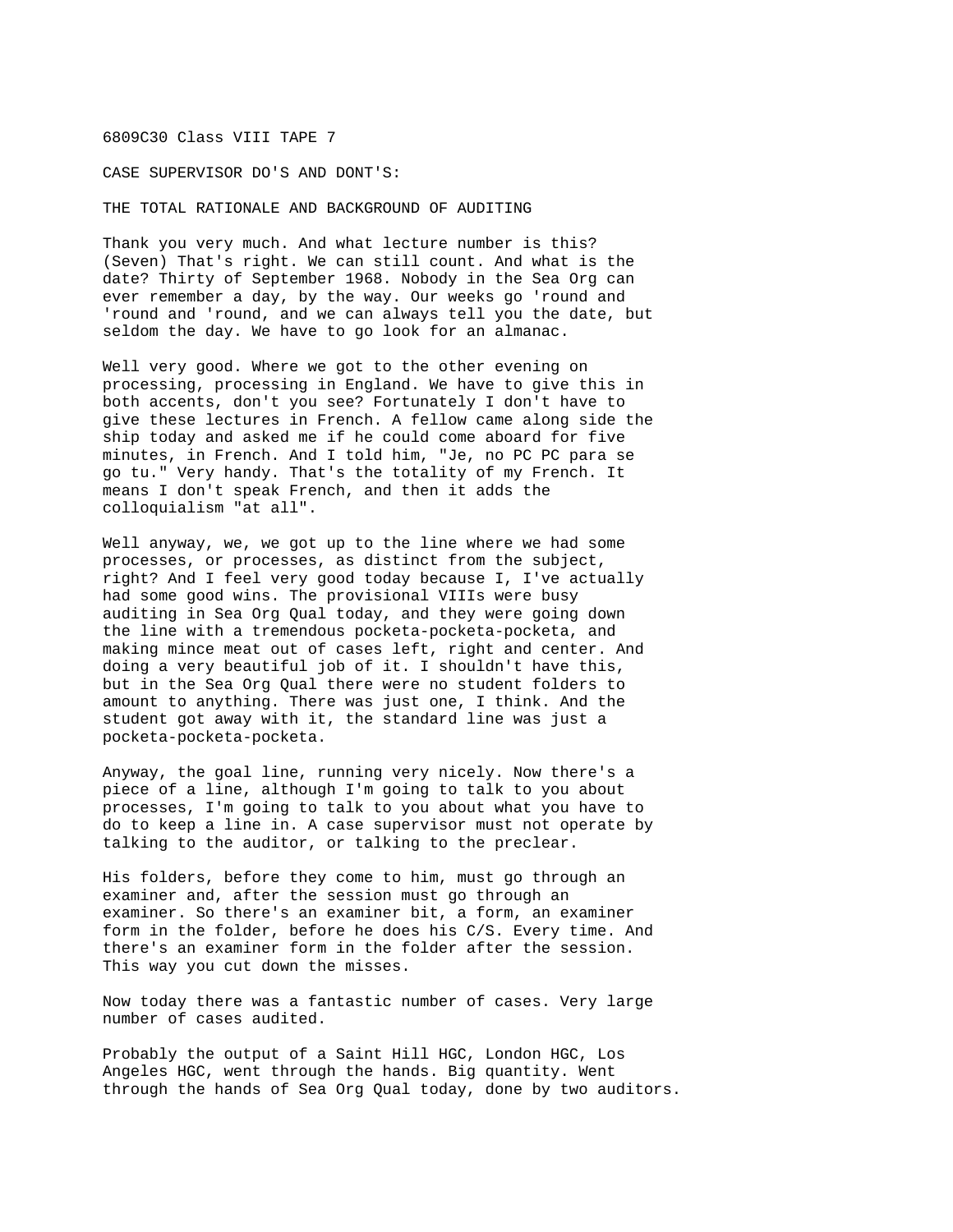6809C30 Class VIII TAPE 7

CASE SUPERVISOR DO'S AND DONT'S:

THE TOTAL RATIONALE AND BACKGROUND OF AUDITING

Thank you very much. And what lecture number is this? (Seven) That's right. We can still count. And what is the date? Thirty of September 1968. Nobody in the Sea Org can ever remember a day, by the way. Our weeks go 'round and 'round and 'round, and we can always tell you the date, but seldom the day. We have to go look for an almanac.

Well very good. Where we got to the other evening on processing, processing in England. We have to give this in both accents, don't you see? Fortunately I don't have to give these lectures in French. A fellow came along side the ship today and asked me if he could come aboard for five minutes, in French. And I told him, "Je, no PC PC para se go tu." Very handy. That's the totality of my French. It means I don't speak French, and then it adds the colloquialism "at all".

Well anyway, we, we got up to the line where we had some processes, or processes, as distinct from the subject, right? And I feel very good today because I, I've actually had some good wins. The provisional VIIIs were busy auditing in Sea Org Qual today, and they were going down the line with a tremendous pocketa-pocketa-pocketa, and making mince meat out of cases left, right and center. And doing a very beautiful job of it. I shouldn't have this, but in the Sea Org Qual there were no student folders to amount to anything. There was just one, I think. And the student got away with it, the standard line was just a pocketa-pocketa-pocketa.

Anyway, the goal line, running very nicely. Now there's a piece of a line, although I'm going to talk to you about processes, I'm going to talk to you about what you have to do to keep a line in. A case supervisor must not operate by talking to the auditor, or talking to the preclear.

His folders, before they come to him, must go through an examiner and, after the session must go through an examiner. So there's an examiner bit, a form, an examiner form in the folder, before he does his C/S. Every time. And there's an examiner form in the folder after the session. This way you cut down the misses.

Now today there was a fantastic number of cases. Very large number of cases audited.

Probably the output of a Saint Hill HGC, London HGC, Los Angeles HGC, went through the hands. Big quantity. Went through the hands of Sea Org Qual today, done by two auditors.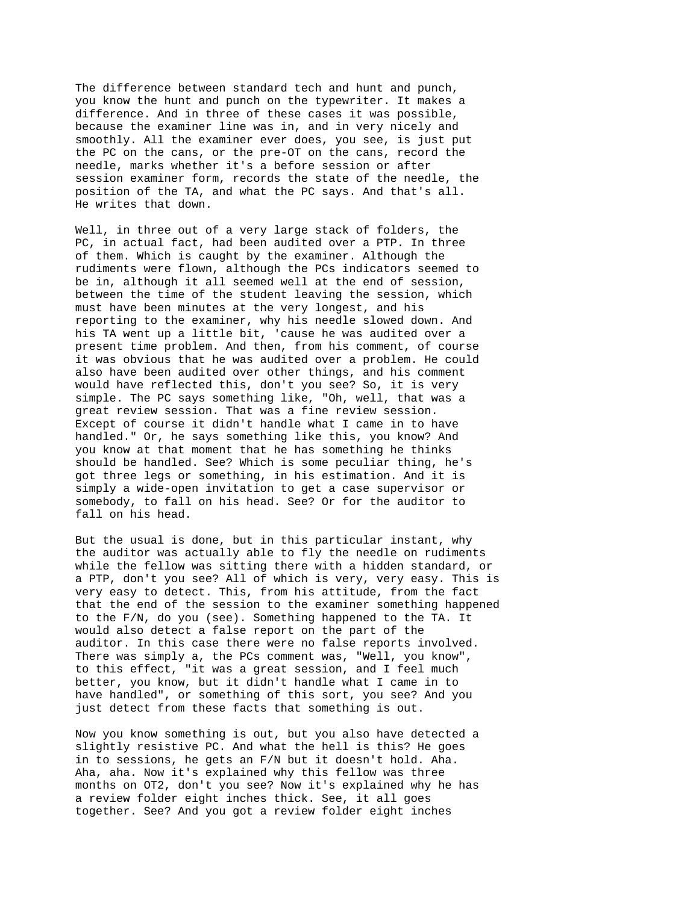The difference between standard tech and hunt and punch, you know the hunt and punch on the typewriter. It makes a difference. And in three of these cases it was possible, because the examiner line was in, and in very nicely and smoothly. All the examiner ever does, you see, is just put the PC on the cans, or the pre-OT on the cans, record the needle, marks whether it's a before session or after session examiner form, records the state of the needle, the position of the TA, and what the PC says. And that's all. He writes that down.

Well, in three out of a very large stack of folders, the PC, in actual fact, had been audited over a PTP. In three of them. Which is caught by the examiner. Although the rudiments were flown, although the PCs indicators seemed to be in, although it all seemed well at the end of session, between the time of the student leaving the session, which must have been minutes at the very longest, and his reporting to the examiner, why his needle slowed down. And his TA went up a little bit, 'cause he was audited over a present time problem. And then, from his comment, of course it was obvious that he was audited over a problem. He could also have been audited over other things, and his comment would have reflected this, don't you see? So, it is very simple. The PC says something like, "Oh, well, that was a great review session. That was a fine review session. Except of course it didn't handle what I came in to have handled." Or, he says something like this, you know? And you know at that moment that he has something he thinks should be handled. See? Which is some peculiar thing, he's got three legs or something, in his estimation. And it is simply a wide-open invitation to get a case supervisor or somebody, to fall on his head. See? Or for the auditor to fall on his head.

But the usual is done, but in this particular instant, why the auditor was actually able to fly the needle on rudiments while the fellow was sitting there with a hidden standard, or a PTP, don't you see? All of which is very, very easy. This is very easy to detect. This, from his attitude, from the fact that the end of the session to the examiner something happened to the F/N, do you (see). Something happened to the TA. It would also detect a false report on the part of the auditor. In this case there were no false reports involved. There was simply a, the PCs comment was, "Well, you know", to this effect, "it was a great session, and I feel much better, you know, but it didn't handle what I came in to have handled", or something of this sort, you see? And you just detect from these facts that something is out.

Now you know something is out, but you also have detected a slightly resistive PC. And what the hell is this? He goes in to sessions, he gets an F/N but it doesn't hold. Aha. Aha, aha. Now it's explained why this fellow was three months on OT2, don't you see? Now it's explained why he has a review folder eight inches thick. See, it all goes together. See? And you got a review folder eight inches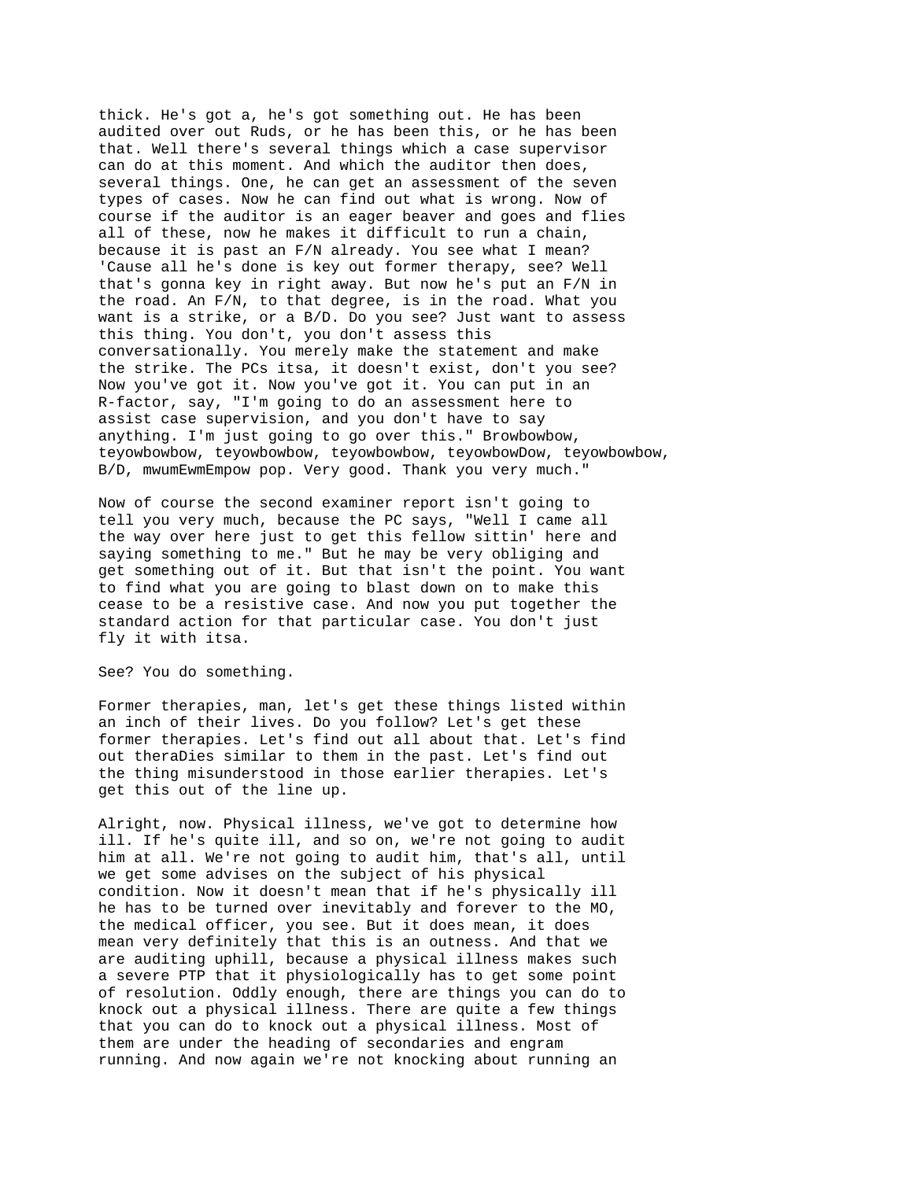thick. He's got a, he's got something out. He has been audited over out Ruds, or he has been this, or he has been that. Well there's several things which a case supervisor can do at this moment. And which the auditor then does, several things. One, he can get an assessment of the seven types of cases. Now he can find out what is wrong. Now of course if the auditor is an eager beaver and goes and flies all of these, now he makes it difficult to run a chain, because it is past an F/N already. You see what I mean? 'Cause all he's done is key out former therapy, see? Well that's gonna key in right away. But now he's put an F/N in the road. An F/N, to that degree, is in the road. What you want is a strike, or a B/D. Do you see? Just want to assess this thing. You don't, you don't assess this conversationally. You merely make the statement and make the strike. The PCs itsa, it doesn't exist, don't you see? Now you've got it. Now you've got it. You can put in an R-factor, say, "I'm going to do an assessment here to assist case supervision, and you don't have to say anything. I'm just going to go over this." Browbowbow, teyowbowbow, teyowbowbow, teyowbowbow, teyowbowDow, teyowbowbow, B/D, mwumEwmEmpow pop. Very good. Thank you very much."

Now of course the second examiner report isn't going to tell you very much, because the PC says, "Well I came all the way over here just to get this fellow sittin' here and saying something to me." But he may be very obliging and get something out of it. But that isn't the point. You want to find what you are going to blast down on to make this cease to be a resistive case. And now you put together the standard action for that particular case. You don't just fly it with itsa.

See? You do something.

Former therapies, man, let's get these things listed within an inch of their lives. Do you follow? Let's get these former therapies. Let's find out all about that. Let's find out theraDies similar to them in the past. Let's find out the thing misunderstood in those earlier therapies. Let's get this out of the line up.

Alright, now. Physical illness, we've got to determine how ill. If he's quite ill, and so on, we're not going to audit him at all. We're not going to audit him, that's all, until we get some advises on the subject of his physical condition. Now it doesn't mean that if he's physically ill he has to be turned over inevitably and forever to the MO, the medical officer, you see. But it does mean, it does mean very definitely that this is an outness. And that we are auditing uphill, because a physical illness makes such a severe PTP that it physiologically has to get some point of resolution. Oddly enough, there are things you can do to knock out a physical illness. There are quite a few things that you can do to knock out a physical illness. Most of them are under the heading of secondaries and engram running. And now again we're not knocking about running an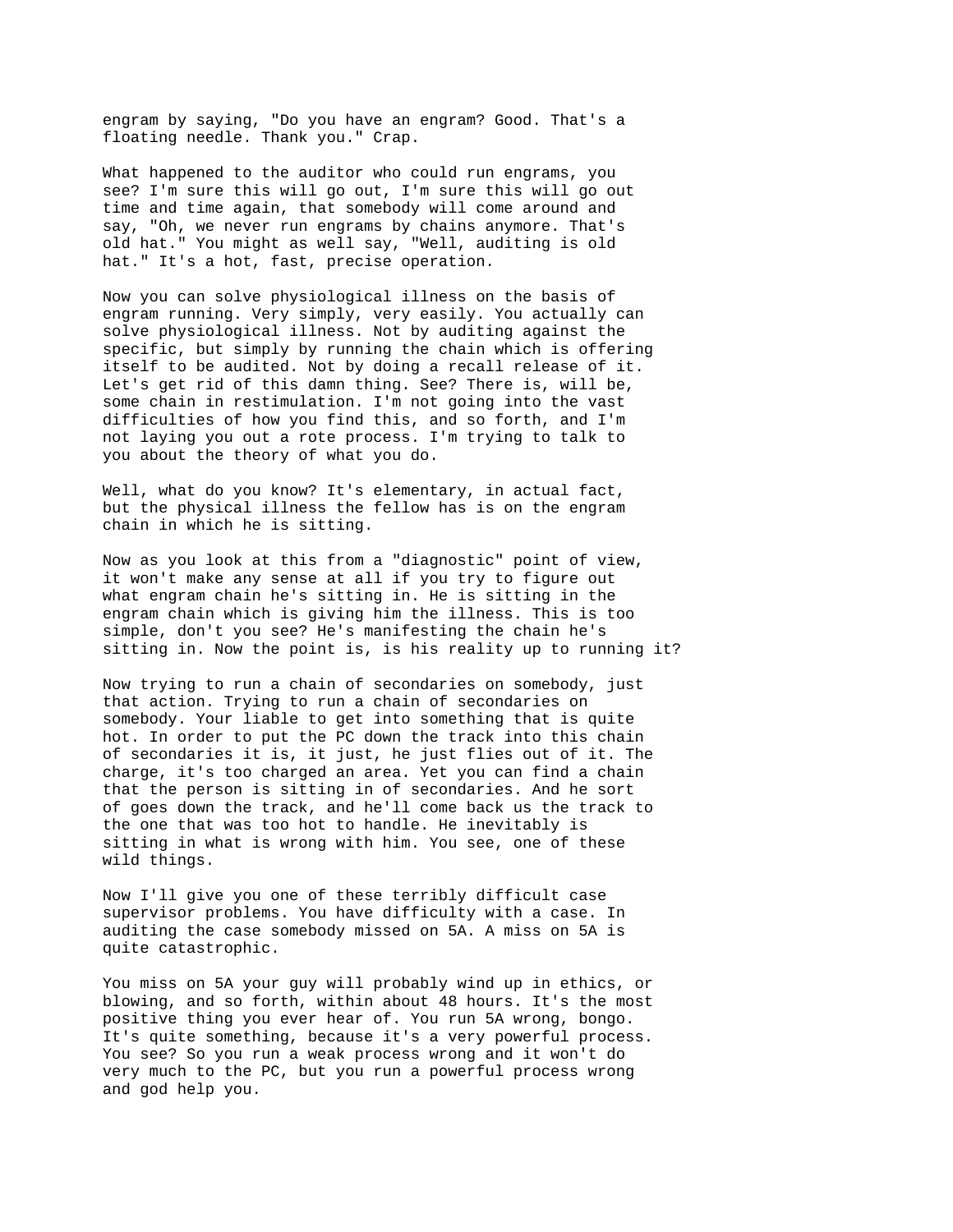engram by saying, "Do you have an engram? Good. That's a floating needle. Thank you." Crap.

What happened to the auditor who could run engrams, you see? I'm sure this will go out, I'm sure this will go out time and time again, that somebody will come around and say, "Oh, we never run engrams by chains anymore. That's old hat." You might as well say, "Well, auditing is old hat." It's a hot, fast, precise operation.

Now you can solve physiological illness on the basis of engram running. Very simply, very easily. You actually can solve physiological illness. Not by auditing against the specific, but simply by running the chain which is offering itself to be audited. Not by doing a recall release of it. Let's get rid of this damn thing. See? There is, will be, some chain in restimulation. I'm not going into the vast difficulties of how you find this, and so forth, and I'm not laying you out a rote process. I'm trying to talk to you about the theory of what you do.

Well, what do you know? It's elementary, in actual fact, but the physical illness the fellow has is on the engram chain in which he is sitting.

Now as you look at this from a "diagnostic" point of view, it won't make any sense at all if you try to figure out what engram chain he's sitting in. He is sitting in the engram chain which is giving him the illness. This is too simple, don't you see? He's manifesting the chain he's sitting in. Now the point is, is his reality up to running it?

Now trying to run a chain of secondaries on somebody, just that action. Trying to run a chain of secondaries on somebody. Your liable to get into something that is quite hot. In order to put the PC down the track into this chain of secondaries it is, it just, he just flies out of it. The charge, it's too charged an area. Yet you can find a chain that the person is sitting in of secondaries. And he sort of goes down the track, and he'll come back us the track to the one that was too hot to handle. He inevitably is sitting in what is wrong with him. You see, one of these wild things.

Now I'll give you one of these terribly difficult case supervisor problems. You have difficulty with a case. In auditing the case somebody missed on 5A. A miss on 5A is quite catastrophic.

You miss on 5A your guy will probably wind up in ethics, or blowing, and so forth, within about 48 hours. It's the most positive thing you ever hear of. You run 5A wrong, bongo. It's quite something, because it's a very powerful process. You see? So you run a weak process wrong and it won't do very much to the PC, but you run a powerful process wrong and god help you.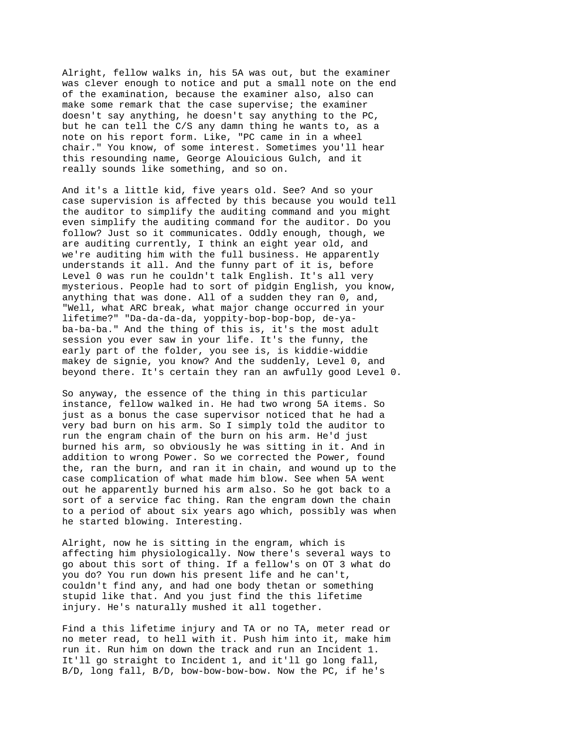Alright, fellow walks in, his 5A was out, but the examiner was clever enough to notice and put a small note on the end of the examination, because the examiner also, also can make some remark that the case supervise; the examiner doesn't say anything, he doesn't say anything to the PC, but he can tell the C/S any damn thing he wants to, as a note on his report form. Like, "PC came in in a wheel chair." You know, of some interest. Sometimes you'll hear this resounding name, George Alouicious Gulch, and it really sounds like something, and so on.

And it's a little kid, five years old. See? And so your case supervision is affected by this because you would tell the auditor to simplify the auditing command and you might even simplify the auditing command for the auditor. Do you follow? Just so it communicates. Oddly enough, though, we are auditing currently, I think an eight year old, and we're auditing him with the full business. He apparently understands it all. And the funny part of it is, before Level 0 was run he couldn't talk English. It's all very mysterious. People had to sort of pidgin English, you know, anything that was done. All of a sudden they ran 0, and, "Well, what ARC break, what major change occurred in your lifetime?" "Da-da-da-da, yoppity-bop-bop-bop, de-ya-ba-ba-ba." And the thing of this is, it's the most adult session you ever saw in your life. It's the funny, the early part of the folder, you see is, is kiddie-widdie makey de signie, you know? And the suddenly, Level 0, and beyond there. It's certain they ran an awfully good Level 0.

So anyway, the essence of the thing in this particular instance, fellow walked in. He had two wrong 5A items. So just as a bonus the case supervisor noticed that he had a very bad burn on his arm. So I simply told the auditor to run the engram chain of the burn on his arm. He'd just burned his arm, so obviously he was sitting in it. And in addition to wrong Power. So we corrected the Power, found the, ran the burn, and ran it in chain, and wound up to the case complication of what made him blow. See when 5A went out he apparently burned his arm also. So he got back to a sort of a service fac thing. Ran the engram down the chain to a period of about six years ago which, possibly was when he started blowing. Interesting.

Alright, now he is sitting in the engram, which is affecting him physiologically. Now there's several ways to go about this sort of thing. If a fellow's on OT 3 what do you do? You run down his present life and he can't, couldn't find any, and had one body thetan or something stupid like that. And you just find the this lifetime injury. He's naturally mushed it all together.

Find a this lifetime injury and TA or no TA, meter read or no meter read, to hell with it. Push him into it, make him run it. Run him on down the track and run an Incident 1. It'll go straight to Incident 1, and it'll go long fall, B/D, long fall, B/D, bow-bow-bow-bow. Now the PC, if he's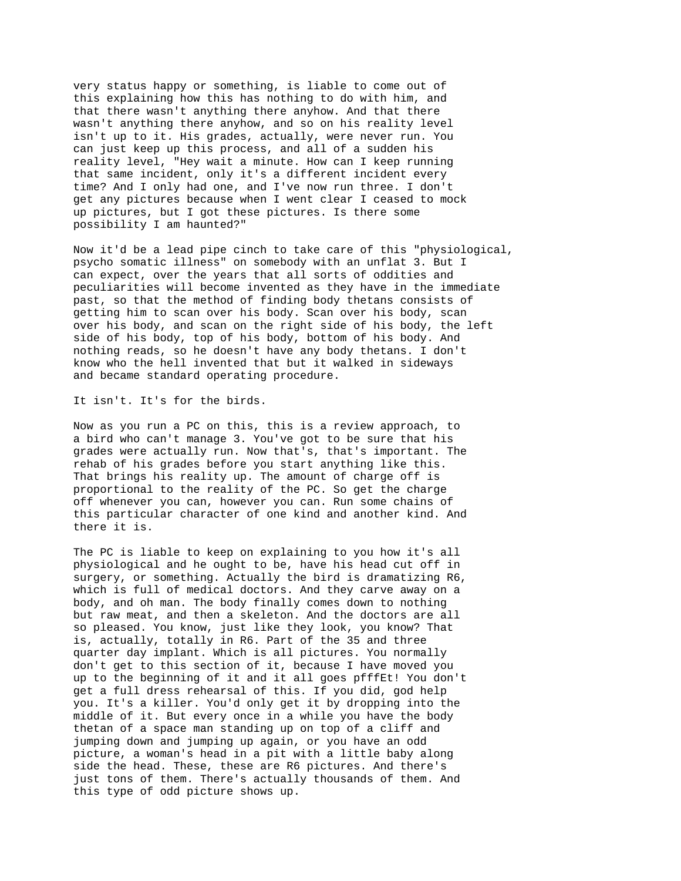very status happy or something, is liable to come out of this explaining how this has nothing to do with him, and that there wasn't anything there anyhow. And that there wasn't anything there anyhow, and so on his reality level isn't up to it. His grades, actually, were never run. You can just keep up this process, and all of a sudden his reality level, "Hey wait a minute. How can I keep running that same incident, only it's a different incident every time? And I only had one, and I've now run three. I don't get any pictures because when I went clear I ceased to mock up pictures, but I got these pictures. Is there some possibility I am haunted?"

Now it'd be a lead pipe cinch to take care of this "physiological, psycho somatic illness" on somebody with an unflat 3. But I can expect, over the years that all sorts of oddities and peculiarities will become invented as they have in the immediate past, so that the method of finding body thetans consists of getting him to scan over his body. Scan over his body, scan over his body, and scan on the right side of his body, the left side of his body, top of his body, bottom of his body. And nothing reads, so he doesn't have any body thetans. I don't know who the hell invented that but it walked in sideways and became standard operating procedure.

It isn't. It's for the birds.

Now as you run a PC on this, this is a review approach, to a bird who can't manage 3. You've got to be sure that his grades were actually run. Now that's, that's important. The rehab of his grades before you start anything like this. That brings his reality up. The amount of charge off is proportional to the reality of the PC. So get the charge off whenever you can, however you can. Run some chains of this particular character of one kind and another kind. And there it is.

The PC is liable to keep on explaining to you how it's all physiological and he ought to be, have his head cut off in surgery, or something. Actually the bird is dramatizing R6, which is full of medical doctors. And they carve away on a body, and oh man. The body finally comes down to nothing but raw meat, and then a skeleton. And the doctors are all so pleased. You know, just like they look, you know? That is, actually, totally in R6. Part of the 35 and three quarter day implant. Which is all pictures. You normally don't get to this section of it, because I have moved you up to the beginning of it and it all goes pfffEt! You don't get a full dress rehearsal of this. If you did, god help you. It's a killer. You'd only get it by dropping into the middle of it. But every once in a while you have the body thetan of a space man standing up on top of a cliff and jumping down and jumping up again, or you have an odd picture, a woman's head in a pit with a little baby along side the head. These, these are R6 pictures. And there's just tons of them. There's actually thousands of them. And this type of odd picture shows up.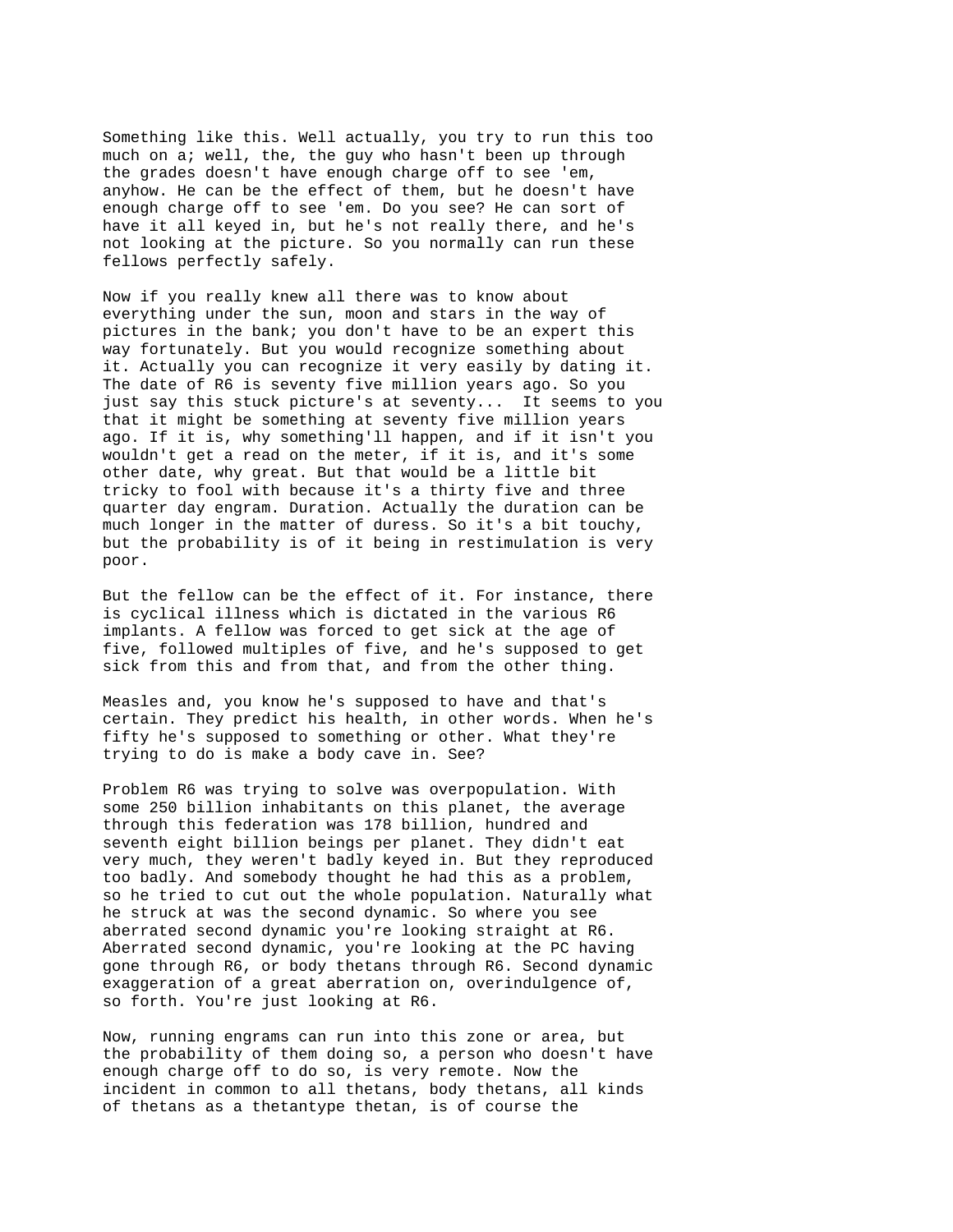Something like this. Well actually, you try to run this too much on a; well, the, the guy who hasn't been up through the grades doesn't have enough charge off to see 'em, anyhow. He can be the effect of them, but he doesn't have enough charge off to see 'em. Do you see? He can sort of have it all keyed in, but he's not really there, and he's not looking at the picture. So you normally can run these fellows perfectly safely.

Now if you really knew all there was to know about everything under the sun, moon and stars in the way of pictures in the bank; you don't have to be an expert this way fortunately. But you would recognize something about it. Actually you can recognize it very easily by dating it. The date of R6 is seventy five million years ago. So you just say this stuck picture's at seventy... It seems to you that it might be something at seventy five million years ago. If it is, why something'll happen, and if it isn't you wouldn't get a read on the meter, if it is, and it's some other date, why great. But that would be a little bit tricky to fool with because it's a thirty five and three quarter day engram. Duration. Actually the duration can be much longer in the matter of duress. So it's a bit touchy, but the probability is of it being in restimulation is very poor.

But the fellow can be the effect of it. For instance, there is cyclical illness which is dictated in the various R6 implants. A fellow was forced to get sick at the age of five, followed multiples of five, and he's supposed to get sick from this and from that, and from the other thing.

Measles and, you know he's supposed to have and that's certain. They predict his health, in other words. When he's fifty he's supposed to something or other. What they're trying to do is make a body cave in. See?

Problem R6 was trying to solve was overpopulation. With some 250 billion inhabitants on this planet, the average through this federation was 178 billion, hundred and seventh eight billion beings per planet. They didn't eat very much, they weren't badly keyed in. But they reproduced too badly. And somebody thought he had this as a problem, so he tried to cut out the whole population. Naturally what he struck at was the second dynamic. So where you see aberrated second dynamic you're looking straight at R6. Aberrated second dynamic, you're looking at the PC having gone through R6, or body thetans through R6. Second dynamic exaggeration of a great aberration on, overindulgence of, so forth. You're just looking at R6.

Now, running engrams can run into this zone or area, but the probability of them doing so, a person who doesn't have enough charge off to do so, is very remote. Now the incident in common to all thetans, body thetans, all kinds of thetans as a thetantype thetan, is of course the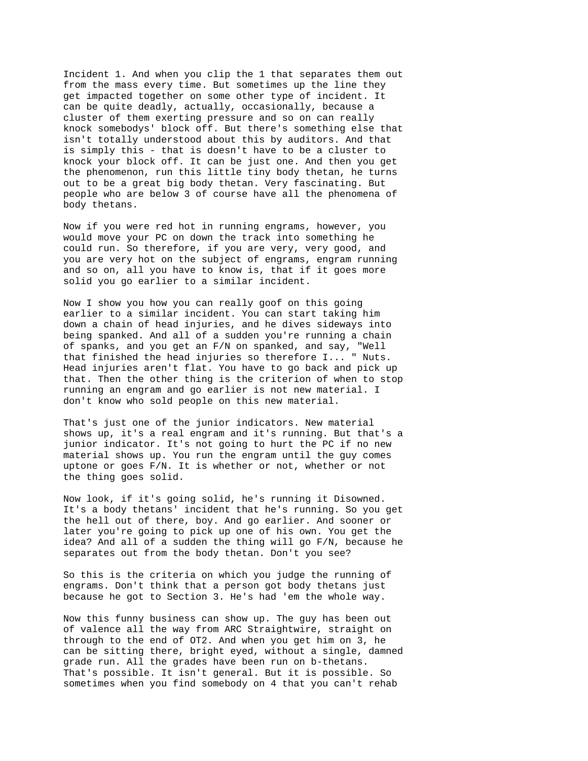Incident 1. And when you clip the 1 that separates them out from the mass every time. But sometimes up the line they get impacted together on some other type of incident. It can be quite deadly, actually, occasionally, because a cluster of them exerting pressure and so on can really knock somebodys' block off. But there's something else that isn't totally understood about this by auditors. And that is simply this - that is doesn't have to be a cluster to knock your block off. It can be just one. And then you get the phenomenon, run this little tiny body thetan, he turns out to be a great big body thetan. Very fascinating. But people who are below 3 of course have all the phenomena of body thetans.

Now if you were red hot in running engrams, however, you would move your PC on down the track into something he could run. So therefore, if you are very, very good, and you are very hot on the subject of engrams, engram running and so on, all you have to know is, that if it goes more solid you go earlier to a similar incident.

Now I show you how you can really goof on this going earlier to a similar incident. You can start taking him down a chain of head injuries, and he dives sideways into being spanked. And all of a sudden you're running a chain of spanks, and you get an F/N on spanked, and say, "Well that finished the head injuries so therefore I... " Nuts. Head injuries aren't flat. You have to go back and pick up that. Then the other thing is the criterion of when to stop running an engram and go earlier is not new material. I don't know who sold people on this new material.

That's just one of the junior indicators. New material shows up, it's a real engram and it's running. But that's a junior indicator. It's not going to hurt the PC if no new material shows up. You run the engram until the guy comes uptone or goes F/N. It is whether or not, whether or not the thing goes solid.

Now look, if it's going solid, he's running it Disowned. It's a body thetans' incident that he's running. So you get the hell out of there, boy. And go earlier. And sooner or later you're going to pick up one of his own. You get the idea? And all of a sudden the thing will go F/N, because he separates out from the body thetan. Don't you see?

So this is the criteria on which you judge the running of engrams. Don't think that a person got body thetans just because he got to Section 3. He's had 'em the whole way.

Now this funny business can show up. The guy has been out of valence all the way from ARC Straightwire, straight on through to the end of OT2. And when you get him on 3, he can be sitting there, bright eyed, without a single, damned grade run. All the grades have been run on b-thetans. That's possible. It isn't general. But it is possible. So sometimes when you find somebody on 4 that you can't rehab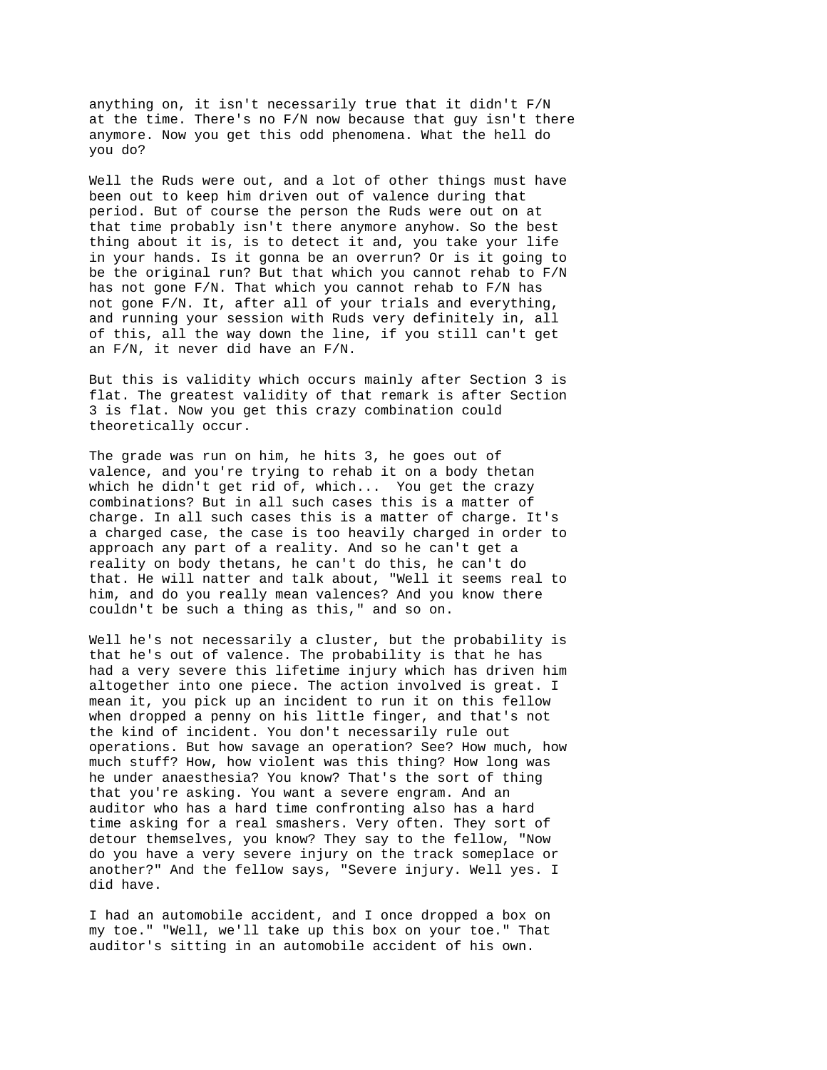anything on, it isn't necessarily true that it didn't F/N at the time. There's no F/N now because that guy isn't there anymore. Now you get this odd phenomena. What the hell do you do?

Well the Ruds were out, and a lot of other things must have been out to keep him driven out of valence during that period. But of course the person the Ruds were out on at that time probably isn't there anymore anyhow. So the best thing about it is, is to detect it and, you take your life in your hands. Is it gonna be an overrun? Or is it going to be the original run? But that which you cannot rehab to F/N has not gone F/N. That which you cannot rehab to F/N has not gone F/N. It, after all of your trials and everything, and running your session with Ruds very definitely in, all of this, all the way down the line, if you still can't get an F/N, it never did have an F/N.

But this is validity which occurs mainly after Section 3 is flat. The greatest validity of that remark is after Section 3 is flat. Now you get this crazy combination could theoretically occur.

The grade was run on him, he hits 3, he goes out of valence, and you're trying to rehab it on a body thetan which he didn't get rid of, which... You get the crazy combinations? But in all such cases this is a matter of charge. In all such cases this is a matter of charge. It's a charged case, the case is too heavily charged in order to approach any part of a reality. And so he can't get a reality on body thetans, he can't do this, he can't do that. He will natter and talk about, "Well it seems real to him, and do you really mean valences? And you know there couldn't be such a thing as this," and so on.

Well he's not necessarily a cluster, but the probability is that he's out of valence. The probability is that he has had a very severe this lifetime injury which has driven him altogether into one piece. The action involved is great. I mean it, you pick up an incident to run it on this fellow when dropped a penny on his little finger, and that's not the kind of incident. You don't necessarily rule out operations. But how savage an operation? See? How much, how much stuff? How, how violent was this thing? How long was he under anaesthesia? You know? That's the sort of thing that you're asking. You want a severe engram. And an auditor who has a hard time confronting also has a hard time asking for a real smashers. Very often. They sort of detour themselves, you know? They say to the fellow, "Now do you have a very severe injury on the track someplace or another?" And the fellow says, "Severe injury. Well yes. I did have.

I had an automobile accident, and I once dropped a box on my toe." "Well, we'll take up this box on your toe." That auditor's sitting in an automobile accident of his own.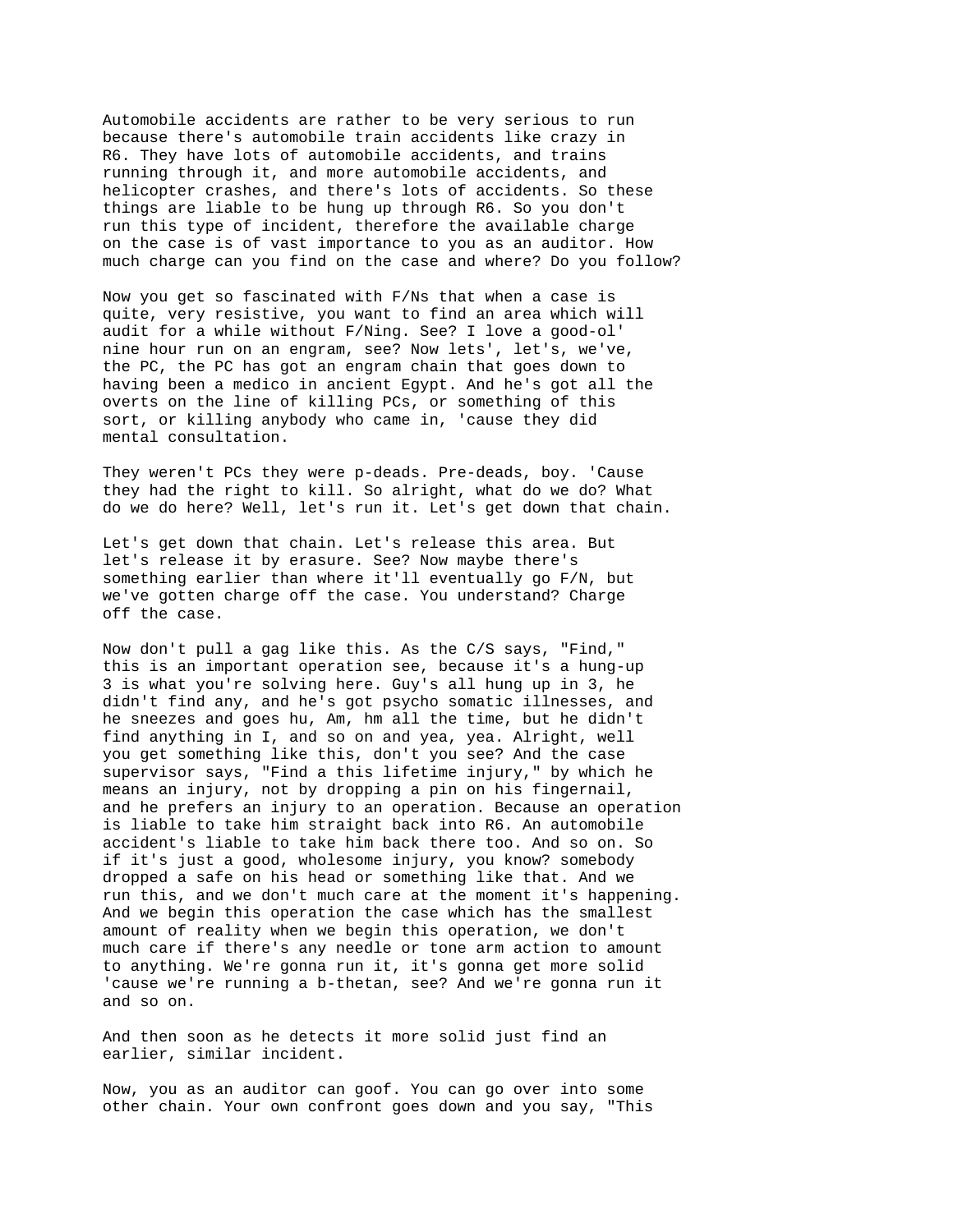Automobile accidents are rather to be very serious to run because there's automobile train accidents like crazy in R6. They have lots of automobile accidents, and trains running through it, and more automobile accidents, and helicopter crashes, and there's lots of accidents. So these things are liable to be hung up through R6. So you don't run this type of incident, therefore the available charge on the case is of vast importance to you as an auditor. How much charge can you find on the case and where? Do you follow?

Now you get so fascinated with F/Ns that when a case is quite, very resistive, you want to find an area which will audit for a while without F/Ning. See? I love a good-ol' nine hour run on an engram, see? Now lets', let's, we've, the PC, the PC has got an engram chain that goes down to having been a medico in ancient Egypt. And he's got all the overts on the line of killing PCs, or something of this sort, or killing anybody who came in, 'cause they did mental consultation.

They weren't PCs they were p-deads. Pre-deads, boy. 'Cause they had the right to kill. So alright, what do we do? What do we do here? Well, let's run it. Let's get down that chain.

Let's get down that chain. Let's release this area. But let's release it by erasure. See? Now maybe there's something earlier than where it'll eventually go F/N, but we've gotten charge off the case. You understand? Charge off the case.

Now don't pull a gag like this. As the C/S says, "Find," this is an important operation see, because it's a hung-up 3 is what you're solving here. Guy's all hung up in 3, he didn't find any, and he's got psycho somatic illnesses, and he sneezes and goes hu, Am, hm all the time, but he didn't find anything in I, and so on and yea, yea. Alright, well you get something like this, don't you see? And the case supervisor says, "Find a this lifetime injury," by which he means an injury, not by dropping a pin on his fingernail, and he prefers an injury to an operation. Because an operation is liable to take him straight back into R6. An automobile accident's liable to take him back there too. And so on. So if it's just a good, wholesome injury, you know? somebody dropped a safe on his head or something like that. And we run this, and we don't much care at the moment it's happening. And we begin this operation the case which has the smallest amount of reality when we begin this operation, we don't much care if there's any needle or tone arm action to amount to anything. We're gonna run it, it's gonna get more solid 'cause we're running a b-thetan, see? And we're gonna run it and so on.

And then soon as he detects it more solid just find an earlier, similar incident.

Now, you as an auditor can goof. You can go over into some other chain. Your own confront goes down and you say, "This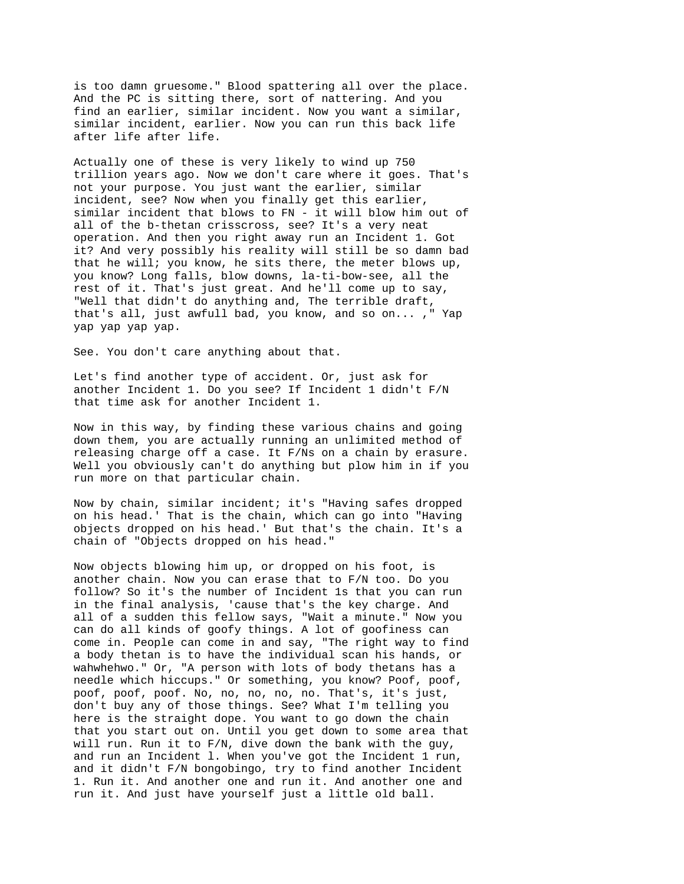is too damn gruesome." Blood spattering all over the place. And the PC is sitting there, sort of nattering. And you find an earlier, similar incident. Now you want a similar, similar incident, earlier. Now you can run this back life after life after life.

Actually one of these is very likely to wind up 750 trillion years ago. Now we don't care where it goes. That's not your purpose. You just want the earlier, similar incident, see? Now when you finally get this earlier, similar incident that blows to FN - it will blow him out of all of the b-thetan crisscross, see? It's a very neat operation. And then you right away run an Incident 1. Got it? And very possibly his reality will still be so damn bad that he will; you know, he sits there, the meter blows up, you know? Long falls, blow downs, la-ti-bow-see, all the rest of it. That's just great. And he'll come up to say, "Well that didn't do anything and, The terrible draft, that's all, just awfull bad, you know, and so on... ," Yap yap yap yap yap.

See. You don't care anything about that.

Let's find another type of accident. Or, just ask for another Incident 1. Do you see? If Incident 1 didn't F/N that time ask for another Incident 1.

Now in this way, by finding these various chains and going down them, you are actually running an unlimited method of releasing charge off a case. It F/Ns on a chain by erasure. Well you obviously can't do anything but plow him in if you run more on that particular chain.

Now by chain, similar incident; it's "Having safes dropped on his head.' That is the chain, which can go into "Having objects dropped on his head.' But that's the chain. It's a chain of "Objects dropped on his head."

Now objects blowing him up, or dropped on his foot, is another chain. Now you can erase that to F/N too. Do you follow? So it's the number of Incident 1s that you can run in the final analysis, 'cause that's the key charge. And all of a sudden this fellow says, "Wait a minute." Now you can do all kinds of goofy things. A lot of goofiness can come in. People can come in and say, "The right way to find a body thetan is to have the individual scan his hands, or wahwhehwo." Or, "A person with lots of body thetans has a needle which hiccups." Or something, you know? Poof, poof, poof, poof, poof. No, no, no, no, no. That's, it's just, don't buy any of those things. See? What I'm telling you here is the straight dope. You want to go down the chain that you start out on. Until you get down to some area that will run. Run it to F/N, dive down the bank with the guy, and run an Incident l. When you've got the Incident 1 run, and it didn't F/N bongobingo, try to find another Incident 1. Run it. And another one and run it. And another one and run it. And just have yourself just a little old ball.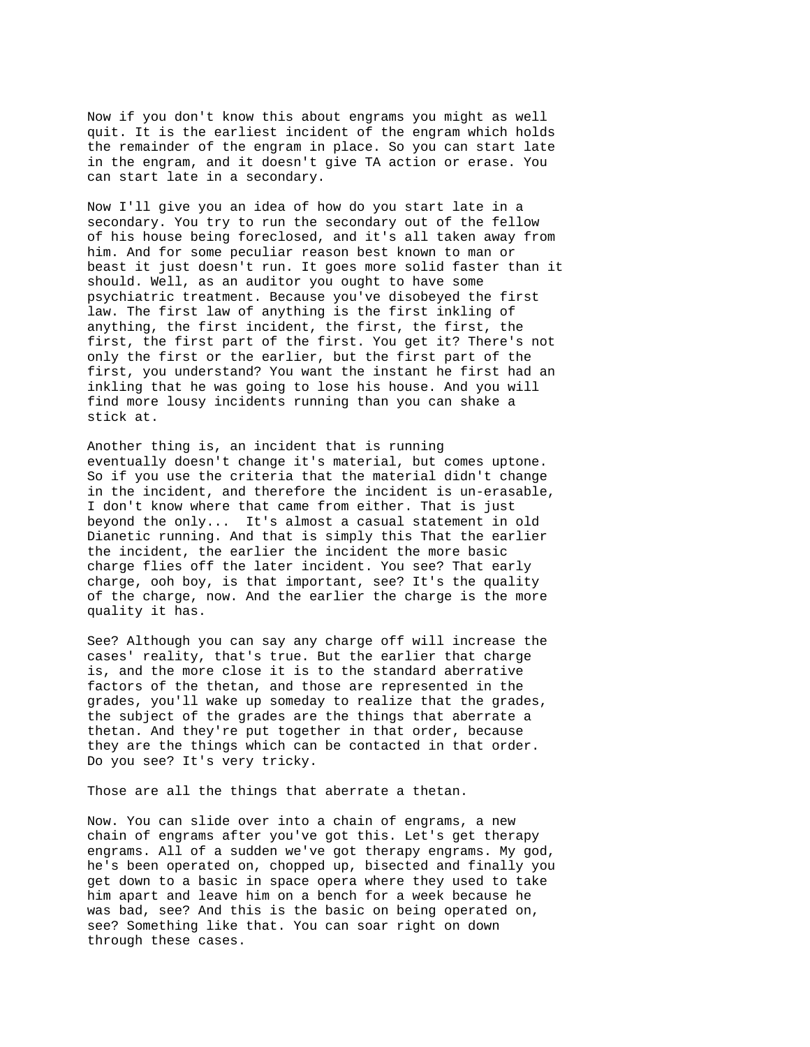Now if you don't know this about engrams you might as well quit. It is the earliest incident of the engram which holds the remainder of the engram in place. So you can start late in the engram, and it doesn't give TA action or erase. You can start late in a secondary.

Now I'll give you an idea of how do you start late in a secondary. You try to run the secondary out of the fellow of his house being foreclosed, and it's all taken away from him. And for some peculiar reason best known to man or beast it just doesn't run. It goes more solid faster than it should. Well, as an auditor you ought to have some psychiatric treatment. Because you've disobeyed the first law. The first law of anything is the first inkling of anything, the first incident, the first, the first, the first, the first part of the first. You get it? There's not only the first or the earlier, but the first part of the first, you understand? You want the instant he first had an inkling that he was going to lose his house. And you will find more lousy incidents running than you can shake a stick at.

Another thing is, an incident that is running eventually doesn't change it's material, but comes uptone. So if you use the criteria that the material didn't change in the incident, and therefore the incident is un-erasable, I don't know where that came from either. That is just beyond the only...  It's almost a casual statement in old Dianetic running. And that is simply this That the earlier the incident, the earlier the incident the more basic charge flies off the later incident. You see? That early charge, ooh boy, is that important, see? It's the quality of the charge, now. And the earlier the charge is the more quality it has.

See? Although you can say any charge off will increase the cases' reality, that's true. But the earlier that charge is, and the more close it is to the standard aberrative factors of the thetan, and those are represented in the grades, you'll wake up someday to realize that the grades, the subject of the grades are the things that aberrate a thetan. And they're put together in that order, because they are the things which can be contacted in that order. Do you see? It's very tricky.

Those are all the things that aberrate a thetan.

Now. You can slide over into a chain of engrams, a new chain of engrams after you've got this. Let's get therapy engrams. All of a sudden we've got therapy engrams. My god, he's been operated on, chopped up, bisected and finally you get down to a basic in space opera where they used to take him apart and leave him on a bench for a week because he was bad, see? And this is the basic on being operated on, see? Something like that. You can soar right on down through these cases.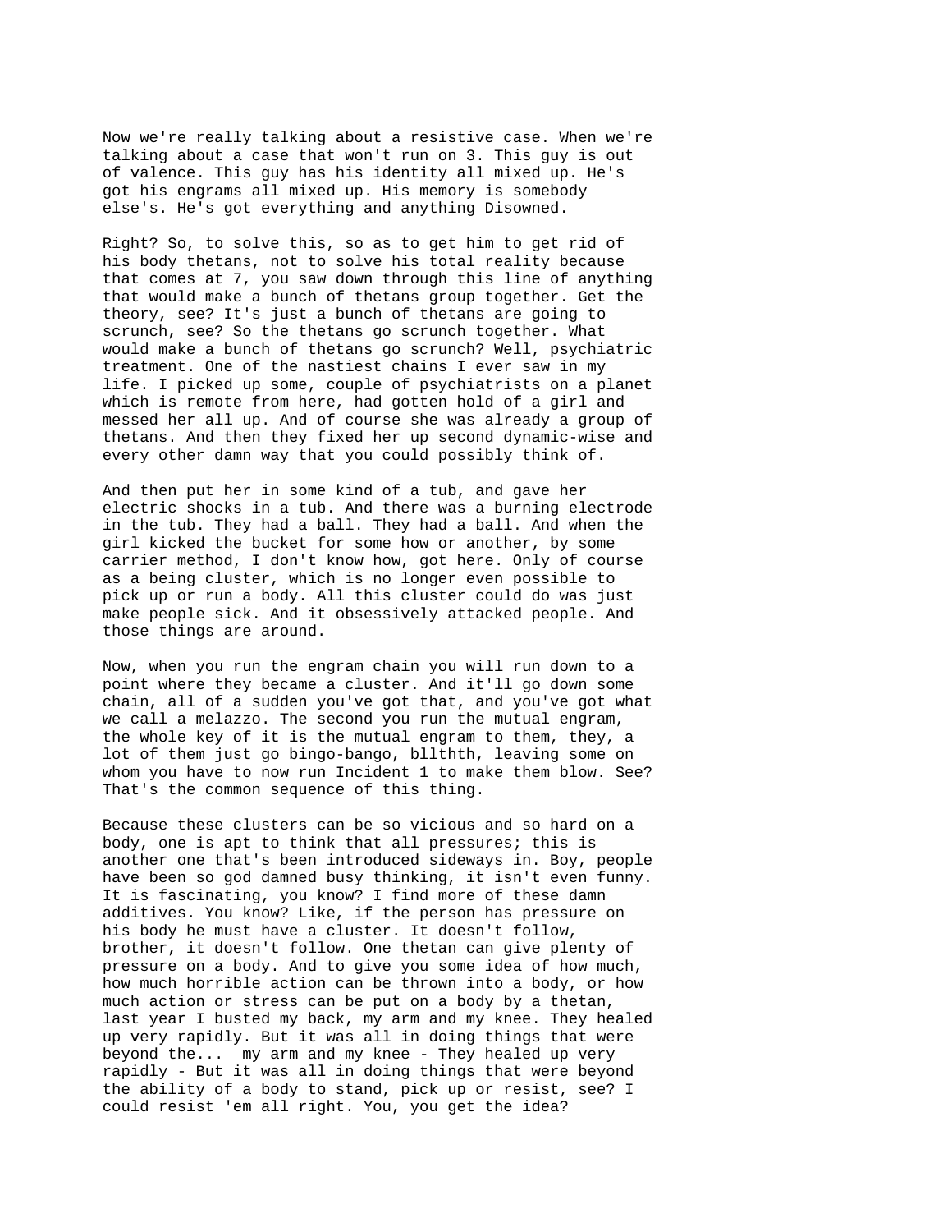Now we're really talking about a resistive case. When we're talking about a case that won't run on 3. This guy is out of valence. This guy has his identity all mixed up. He's got his engrams all mixed up. His memory is somebody else's. He's got everything and anything Disowned.

Right? So, to solve this, so as to get him to get rid of his body thetans, not to solve his total reality because that comes at 7, you saw down through this line of anything that would make a bunch of thetans group together. Get the theory, see? It's just a bunch of thetans are going to scrunch, see? So the thetans go scrunch together. What would make a bunch of thetans go scrunch? Well, psychiatric treatment. One of the nastiest chains I ever saw in my life. I picked up some, couple of psychiatrists on a planet which is remote from here, had gotten hold of a girl and messed her all up. And of course she was already a group of thetans. And then they fixed her up second dynamic-wise and every other damn way that you could possibly think of.

And then put her in some kind of a tub, and gave her electric shocks in a tub. And there was a burning electrode in the tub. They had a ball. They had a ball. And when the girl kicked the bucket for some how or another, by some carrier method, I don't know how, got here. Only of course as a being cluster, which is no longer even possible to pick up or run a body. All this cluster could do was just make people sick. And it obsessively attacked people. And those things are around.

Now, when you run the engram chain you will run down to a point where they became a cluster. And it'll go down some chain, all of a sudden you've got that, and you've got what we call a melazzo. The second you run the mutual engram, the whole key of it is the mutual engram to them, they, a lot of them just go bingo-bango, bllthth, leaving some on whom you have to now run Incident 1 to make them blow. See? That's the common sequence of this thing.

Because these clusters can be so vicious and so hard on a body, one is apt to think that all pressures; this is another one that's been introduced sideways in. Boy, people have been so god damned busy thinking, it isn't even funny. It is fascinating, you know? I find more of these damn additives. You know? Like, if the person has pressure on his body he must have a cluster. It doesn't follow, brother, it doesn't follow. One thetan can give plenty of pressure on a body. And to give you some idea of how much, how much horrible action can be thrown into a body, or how much action or stress can be put on a body by a thetan, last year I busted my back, my arm and my knee. They healed up very rapidly. But it was all in doing things that were beyond the... my arm and my knee - They healed up very rapidly - But it was all in doing things that were beyond the ability of a body to stand, pick up or resist, see? I could resist 'em all right. You, you get the idea?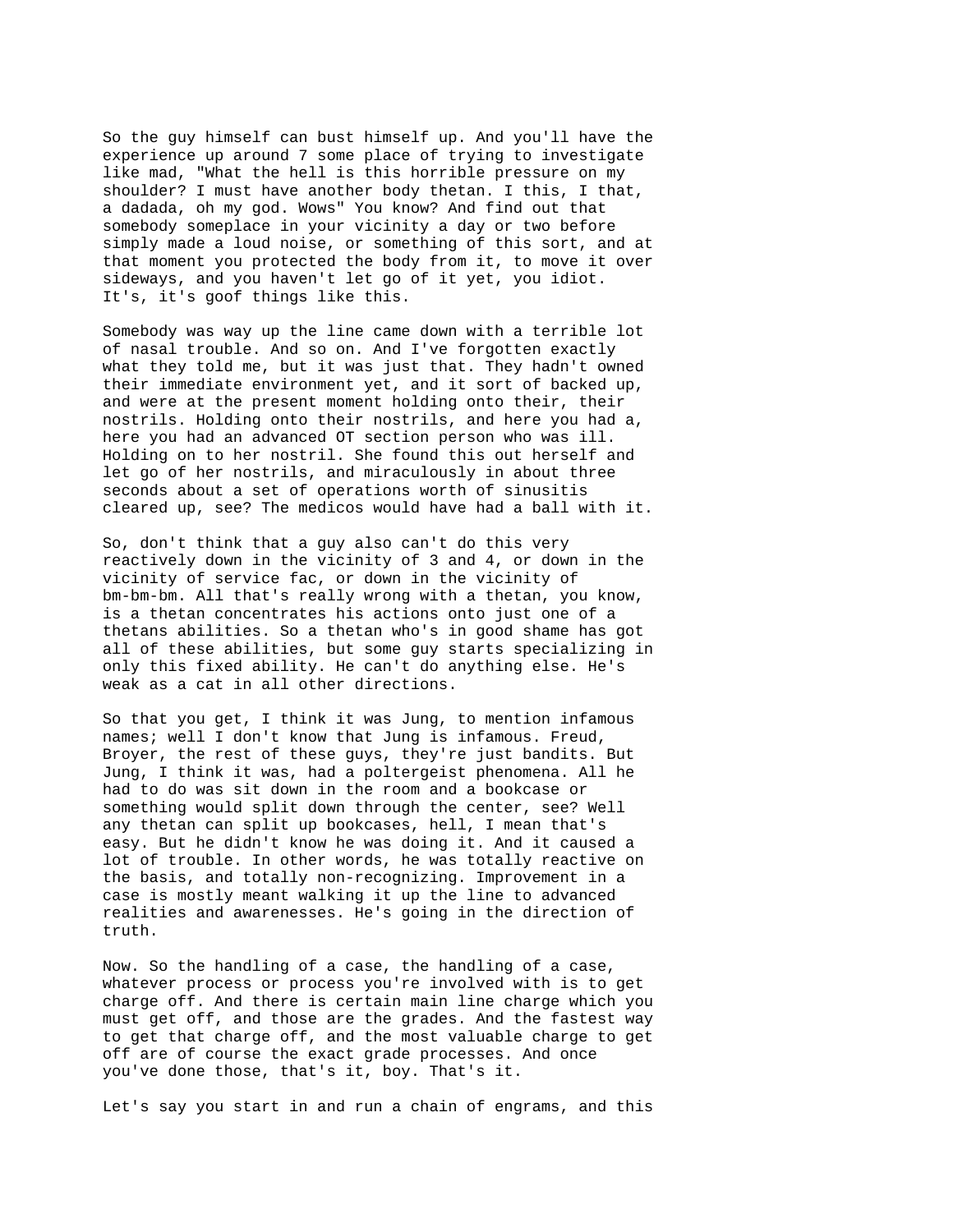So the guy himself can bust himself up. And you'll have the experience up around 7 some place of trying to investigate like mad, "What the hell is this horrible pressure on my shoulder? I must have another body thetan. I this, I that, a dadada, oh my god. Wows" You know? And find out that somebody someplace in your vicinity a day or two before simply made a loud noise, or something of this sort, and at that moment you protected the body from it, to move it over sideways, and you haven't let go of it yet, you idiot. It's, it's goof things like this.

Somebody was way up the line came down with a terrible lot of nasal trouble. And so on. And I've forgotten exactly what they told me, but it was just that. They hadn't owned their immediate environment yet, and it sort of backed up, and were at the present moment holding onto their, their nostrils. Holding onto their nostrils, and here you had a, here you had an advanced OT section person who was ill. Holding on to her nostril. She found this out herself and let go of her nostrils, and miraculously in about three seconds about a set of operations worth of sinusitis cleared up, see? The medicos would have had a ball with it.

So, don't think that a guy also can't do this very reactively down in the vicinity of 3 and 4, or down in the vicinity of service fac, or down in the vicinity of bm-bm-bm. All that's really wrong with a thetan, you know, is a thetan concentrates his actions onto just one of a thetans abilities. So a thetan who's in good shame has got all of these abilities, but some guy starts specializing in only this fixed ability. He can't do anything else. He's weak as a cat in all other directions.

So that you get, I think it was Jung, to mention infamous names; well I don't know that Jung is infamous. Freud, Broyer, the rest of these guys, they're just bandits. But Jung, I think it was, had a poltergeist phenomena. All he had to do was sit down in the room and a bookcase or something would split down through the center, see? Well any thetan can split up bookcases, hell, I mean that's easy. But he didn't know he was doing it. And it caused a lot of trouble. In other words, he was totally reactive on the basis, and totally non-recognizing. Improvement in a case is mostly meant walking it up the line to advanced realities and awarenesses. He's going in the direction of truth.

Now. So the handling of a case, the handling of a case, whatever process or process you're involved with is to get charge off. And there is certain main line charge which you must get off, and those are the grades. And the fastest way to get that charge off, and the most valuable charge to get off are of course the exact grade processes. And once you've done those, that's it, boy. That's it.

Let's say you start in and run a chain of engrams, and this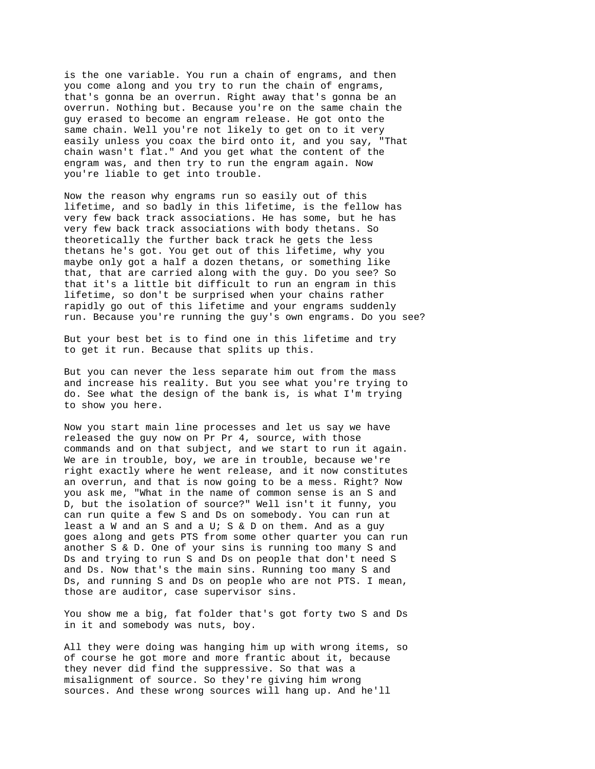is the one variable. You run a chain of engrams, and then you come along and you try to run the chain of engrams, that's gonna be an overrun. Right away that's gonna be an overrun. Nothing but. Because you're on the same chain the guy erased to become an engram release. He got onto the same chain. Well you're not likely to get on to it very easily unless you coax the bird onto it, and you say, "That chain wasn't flat." And you get what the content of the engram was, and then try to run the engram again. Now you're liable to get into trouble.

Now the reason why engrams run so easily out of this lifetime, and so badly in this lifetime, is the fellow has very few back track associations. He has some, but he has very few back track associations with body thetans. So theoretically the further back track he gets the less thetans he's got. You get out of this lifetime, why you maybe only got a half a dozen thetans, or something like that, that are carried along with the guy. Do you see? So that it's a little bit difficult to run an engram in this lifetime, so don't be surprised when your chains rather rapidly go out of this lifetime and your engrams suddenly run. Because you're running the guy's own engrams. Do you see?

But your best bet is to find one in this lifetime and try to get it run. Because that splits up this.

But you can never the less separate him out from the mass and increase his reality. But you see what you're trying to do. See what the design of the bank is, is what I'm trying to show you here.

Now you start main line processes and let us say we have released the guy now on Pr Pr 4, source, with those commands and on that subject, and we start to run it again. We are in trouble, boy, we are in trouble, because we're right exactly where he went release, and it now constitutes an overrun, and that is now going to be a mess. Right? Now you ask me, "What in the name of common sense is an S and D, but the isolation of source?" Well isn't it funny, you can run quite a few S and Ds on somebody. You can run at least a W and an S and a U; S & D on them. And as a guy goes along and gets PTS from some other quarter you can run another S & D. One of your sins is running too many S and Ds and trying to run S and Ds on people that don't need S and Ds. Now that's the main sins. Running too many S and Ds, and running S and Ds on people who are not PTS. I mean, those are auditor, case supervisor sins.

You show me a big, fat folder that's got forty two S and Ds in it and somebody was nuts, boy.

All they were doing was hanging him up with wrong items, so of course he got more and more frantic about it, because they never did find the suppressive. So that was a misalignment of source. So they're giving him wrong sources. And these wrong sources will hang up. And he'll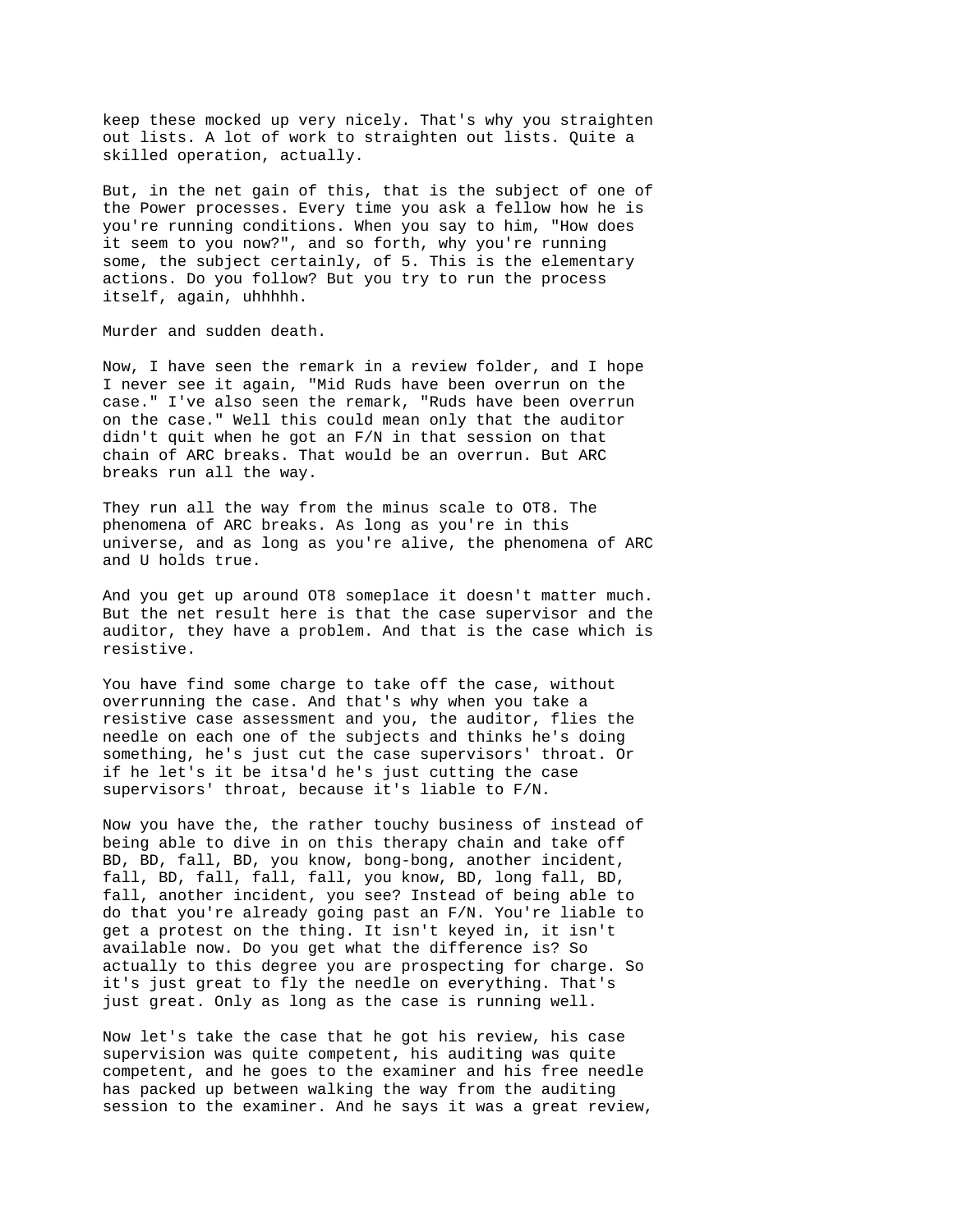keep these mocked up very nicely. That's why you straighten out lists. A lot of work to straighten out lists. Quite a skilled operation, actually.

But, in the net gain of this, that is the subject of one of the Power processes. Every time you ask a fellow how he is you're running conditions. When you say to him, "How does it seem to you now?", and so forth, why you're running some, the subject certainly, of 5. This is the elementary actions. Do you follow? But you try to run the process itself, again, uhhhhh.

Murder and sudden death.

Now, I have seen the remark in a review folder, and I hope I never see it again, "Mid Ruds have been overrun on the case." I've also seen the remark, "Ruds have been overrun on the case." Well this could mean only that the auditor didn't quit when he got an F/N in that session on that chain of ARC breaks. That would be an overrun. But ARC breaks run all the way.

They run all the way from the minus scale to OT8. The phenomena of ARC breaks. As long as you're in this universe, and as long as you're alive, the phenomena of ARC and U holds true.

And you get up around OT8 someplace it doesn't matter much. But the net result here is that the case supervisor and the auditor, they have a problem. And that is the case which is resistive.

You have find some charge to take off the case, without overrunning the case. And that's why when you take a resistive case assessment and you, the auditor, flies the needle on each one of the subjects and thinks he's doing something, he's just cut the case supervisors' throat. Or if he let's it be itsa'd he's just cutting the case supervisors' throat, because it's liable to F/N.

Now you have the, the rather touchy business of instead of being able to dive in on this therapy chain and take off BD, BD, fall, BD, you know, bong-bong, another incident, fall, BD, fall, fall, fall, you know, BD, long fall, BD, fall, another incident, you see? Instead of being able to do that you're already going past an F/N. You're liable to get a protest on the thing. It isn't keyed in, it isn't available now. Do you get what the difference is? So actually to this degree you are prospecting for charge. So it's just great to fly the needle on everything. That's just great. Only as long as the case is running well.

Now let's take the case that he got his review, his case supervision was quite competent, his auditing was quite competent, and he goes to the examiner and his free needle has packed up between walking the way from the auditing session to the examiner. And he says it was a great review,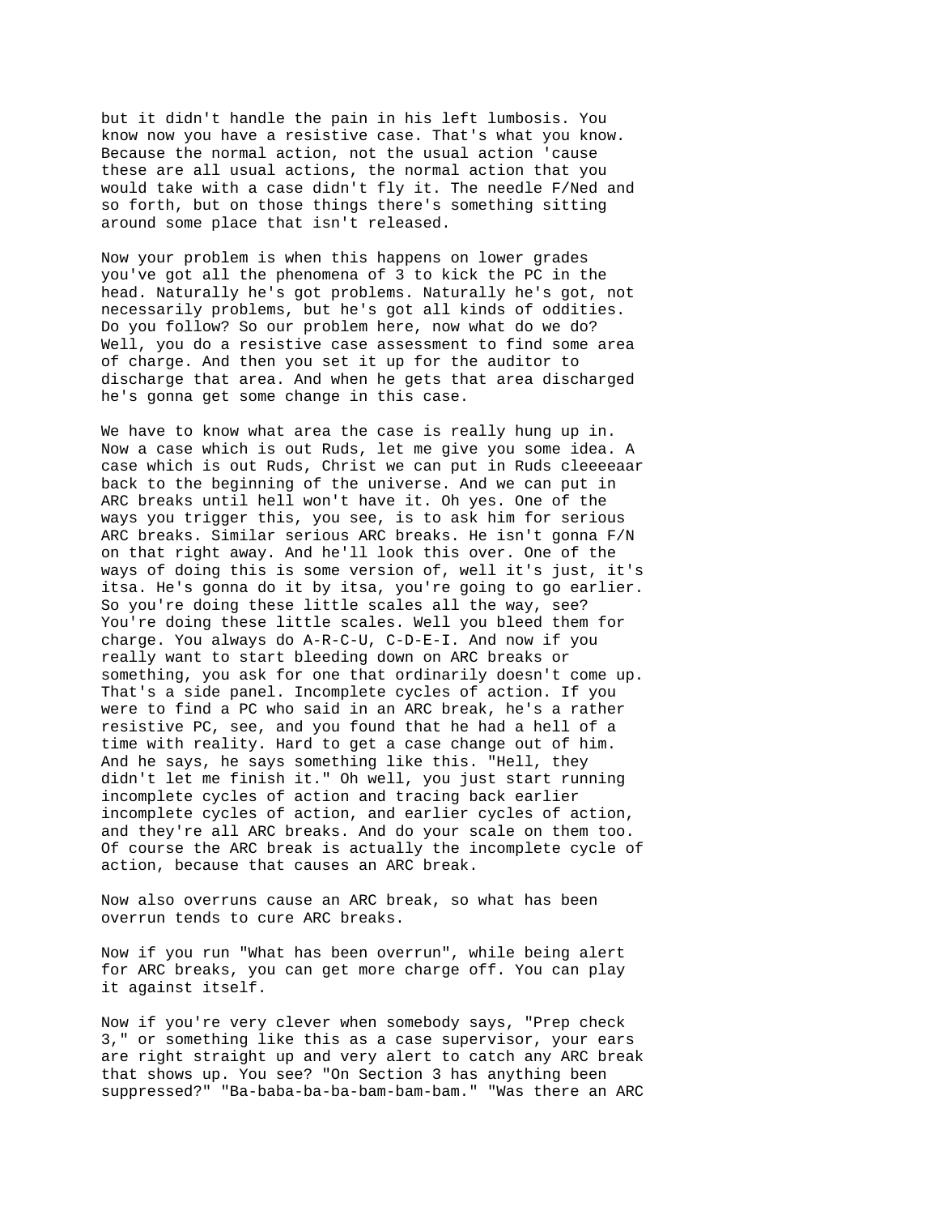but it didn't handle the pain in his left lumbosis. You know now you have a resistive case. That's what you know. Because the normal action, not the usual action 'cause these are all usual actions, the normal action that you would take with a case didn't fly it. The needle F/Ned and so forth, but on those things there's something sitting around some place that isn't released.

Now your problem is when this happens on lower grades you've got all the phenomena of 3 to kick the PC in the head. Naturally he's got problems. Naturally he's got, not necessarily problems, but he's got all kinds of oddities. Do you follow? So our problem here, now what do we do? Well, you do a resistive case assessment to find some area of charge. And then you set it up for the auditor to discharge that area. And when he gets that area discharged he's gonna get some change in this case.

We have to know what area the case is really hung up in. Now a case which is out Ruds, let me give you some idea. A case which is out Ruds, Christ we can put in Ruds cleeeeaar back to the beginning of the universe. And we can put in ARC breaks until hell won't have it. Oh yes. One of the ways you trigger this, you see, is to ask him for serious ARC breaks. Similar serious ARC breaks. He isn't gonna F/N on that right away. And he'll look this over. One of the ways of doing this is some version of, well it's just, it's itsa. He's gonna do it by itsa, you're going to go earlier. So you're doing these little scales all the way, see? You're doing these little scales. Well you bleed them for charge. You always do A-R-C-U, C-D-E-I. And now if you really want to start bleeding down on ARC breaks or something, you ask for one that ordinarily doesn't come up. That's a side panel. Incomplete cycles of action. If you were to find a PC who said in an ARC break, he's a rather resistive PC, see, and you found that he had a hell of a time with reality. Hard to get a case change out of him. And he says, he says something like this. "Hell, they didn't let me finish it." Oh well, you just start running incomplete cycles of action and tracing back earlier incomplete cycles of action, and earlier cycles of action, and they're all ARC breaks. And do your scale on them too. Of course the ARC break is actually the incomplete cycle of action, because that causes an ARC break.

Now also overruns cause an ARC break, so what has been overrun tends to cure ARC breaks.

Now if you run "What has been overrun", while being alert for ARC breaks, you can get more charge off. You can play it against itself.

Now if you're very clever when somebody says, "Prep check 3," or something like this as a case supervisor, your ears are right straight up and very alert to catch any ARC break that shows up. You see? "On Section 3 has anything been suppressed?" "Ba-baba-ba-ba-bam-bam-bam." "Was there an ARC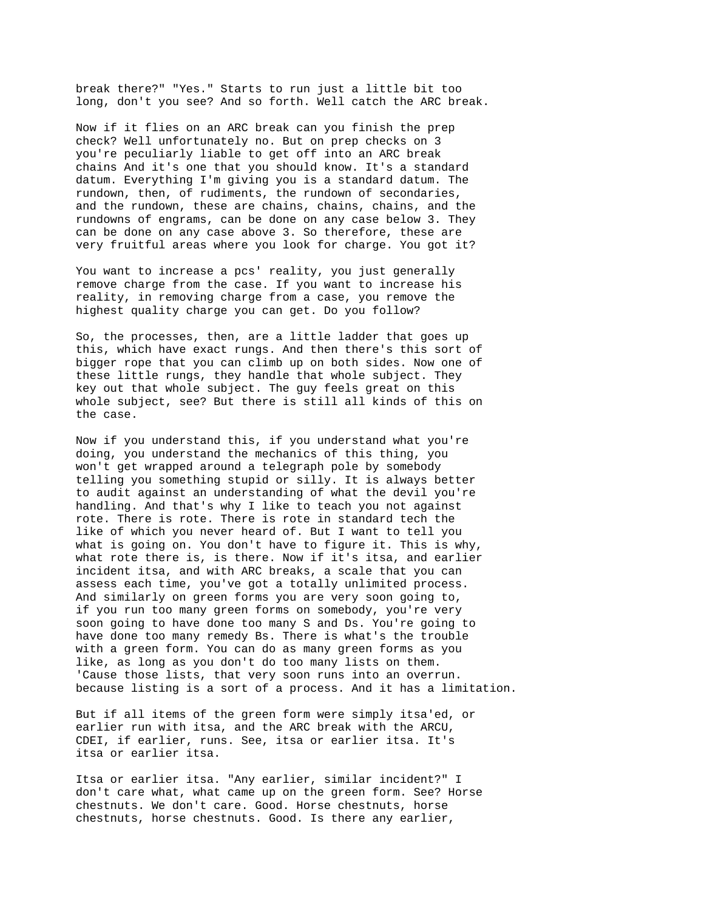break there?" "Yes." Starts to run just a little bit too long, don't you see? And so forth. Well catch the ARC break.

Now if it flies on an ARC break can you finish the prep check? Well unfortunately no. But on prep checks on 3 you're peculiarly liable to get off into an ARC break chains And it's one that you should know. It's a standard datum. Everything I'm giving you is a standard datum. The rundown, then, of rudiments, the rundown of secondaries, and the rundown, these are chains, chains, chains, and the rundowns of engrams, can be done on any case below 3. They can be done on any case above 3. So therefore, these are very fruitful areas where you look for charge. You got it?

You want to increase a pcs' reality, you just generally remove charge from the case. If you want to increase his reality, in removing charge from a case, you remove the highest quality charge you can get. Do you follow?

So, the processes, then, are a little ladder that goes up this, which have exact rungs. And then there's this sort of bigger rope that you can climb up on both sides. Now one of these little rungs, they handle that whole subject. They key out that whole subject. The guy feels great on this whole subject, see? But there is still all kinds of this on the case.

Now if you understand this, if you understand what you're doing, you understand the mechanics of this thing, you won't get wrapped around a telegraph pole by somebody telling you something stupid or silly. It is always better to audit against an understanding of what the devil you're handling. And that's why I like to teach you not against rote. There is rote. There is rote in standard tech the like of which you never heard of. But I want to tell you what is going on. You don't have to figure it. This is why, what rote there is, is there. Now if it's itsa, and earlier incident itsa, and with ARC breaks, a scale that you can assess each time, you've got a totally unlimited process. And similarly on green forms you are very soon going to, if you run too many green forms on somebody, you're very soon going to have done too many S and Ds. You're going to have done too many remedy Bs. There is what's the trouble with a green form. You can do as many green forms as you like, as long as you don't do too many lists on them. 'Cause those lists, that very soon runs into an overrun. because listing is a sort of a process. And it has a limitation.

But if all items of the green form were simply itsa'ed, or earlier run with itsa, and the ARC break with the ARCU, CDEI, if earlier, runs. See, itsa or earlier itsa. It's itsa or earlier itsa.

Itsa or earlier itsa. "Any earlier, similar incident?" I don't care what, what came up on the green form. See? Horse chestnuts. We don't care. Good. Horse chestnuts, horse chestnuts, horse chestnuts. Good. Is there any earlier,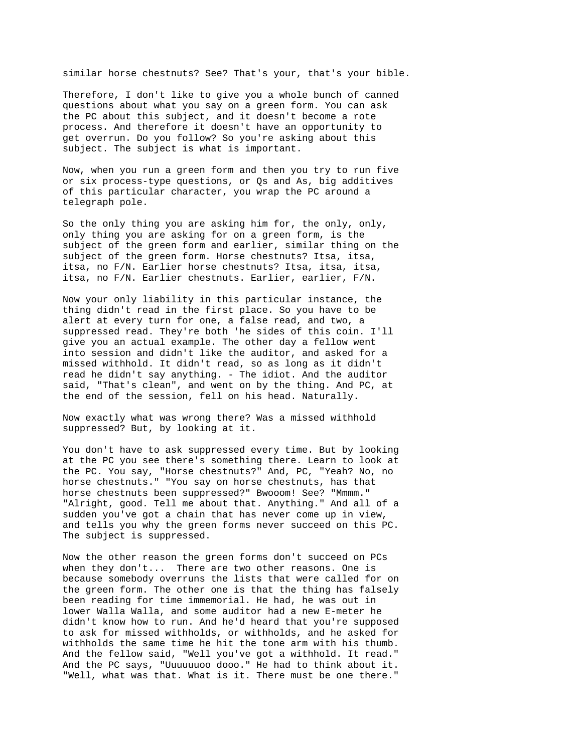similar horse chestnuts? See? That's your, that's your bible.

Therefore, I don't like to give you a whole bunch of canned questions about what you say on a green form. You can ask the PC about this subject, and it doesn't become a rote process. And therefore it doesn't have an opportunity to get overrun. Do you follow? So you're asking about this subject. The subject is what is important.

Now, when you run a green form and then you try to run five or six process-type questions, or Qs and As, big additives of this particular character, you wrap the PC around a telegraph pole.

So the only thing you are asking him for, the only, only, only thing you are asking for on a green form, is the subject of the green form and earlier, similar thing on the subject of the green form. Horse chestnuts? Itsa, itsa, itsa, no F/N. Earlier horse chestnuts? Itsa, itsa, itsa, itsa, no F/N. Earlier chestnuts. Earlier, earlier, F/N.

Now your only liability in this particular instance, the thing didn't read in the first place. So you have to be alert at every turn for one, a false read, and two, a suppressed read. They're both 'he sides of this coin. I'll give you an actual example. The other day a fellow went into session and didn't like the auditor, and asked for a missed withhold. It didn't read, so as long as it didn't read he didn't say anything. - The idiot. And the auditor said, "That's clean", and went on by the thing. And PC, at the end of the session, fell on his head. Naturally.

Now exactly what was wrong there? Was a missed withhold suppressed? But, by looking at it.

You don't have to ask suppressed every time. But by looking at the PC you see there's something there. Learn to look at the PC. You say, "Horse chestnuts?" And, PC, "Yeah? No, no horse chestnuts." "You say on horse chestnuts, has that horse chestnuts been suppressed?" Bwooom! See? "Mmmm." "Alright, good. Tell me about that. Anything." And all of a sudden you've got a chain that has never come up in view, and tells you why the green forms never succeed on this PC. The subject is suppressed.

Now the other reason the green forms don't succeed on PCs when they don't... There are two other reasons. One is because somebody overruns the lists that were called for on the green form. The other one is that the thing has falsely been reading for time immemorial. He had, he was out in lower Walla Walla, and some auditor had a new E-meter he didn't know how to run. And he'd heard that you're supposed to ask for missed withholds, or withholds, and he asked for withholds the same time he hit the tone arm with his thumb. And the fellow said, "Well you've got a withhold. It read." And the PC says, "Uuuuuuoo dooo." He had to think about it. "Well, what was that. What is it. There must be one there."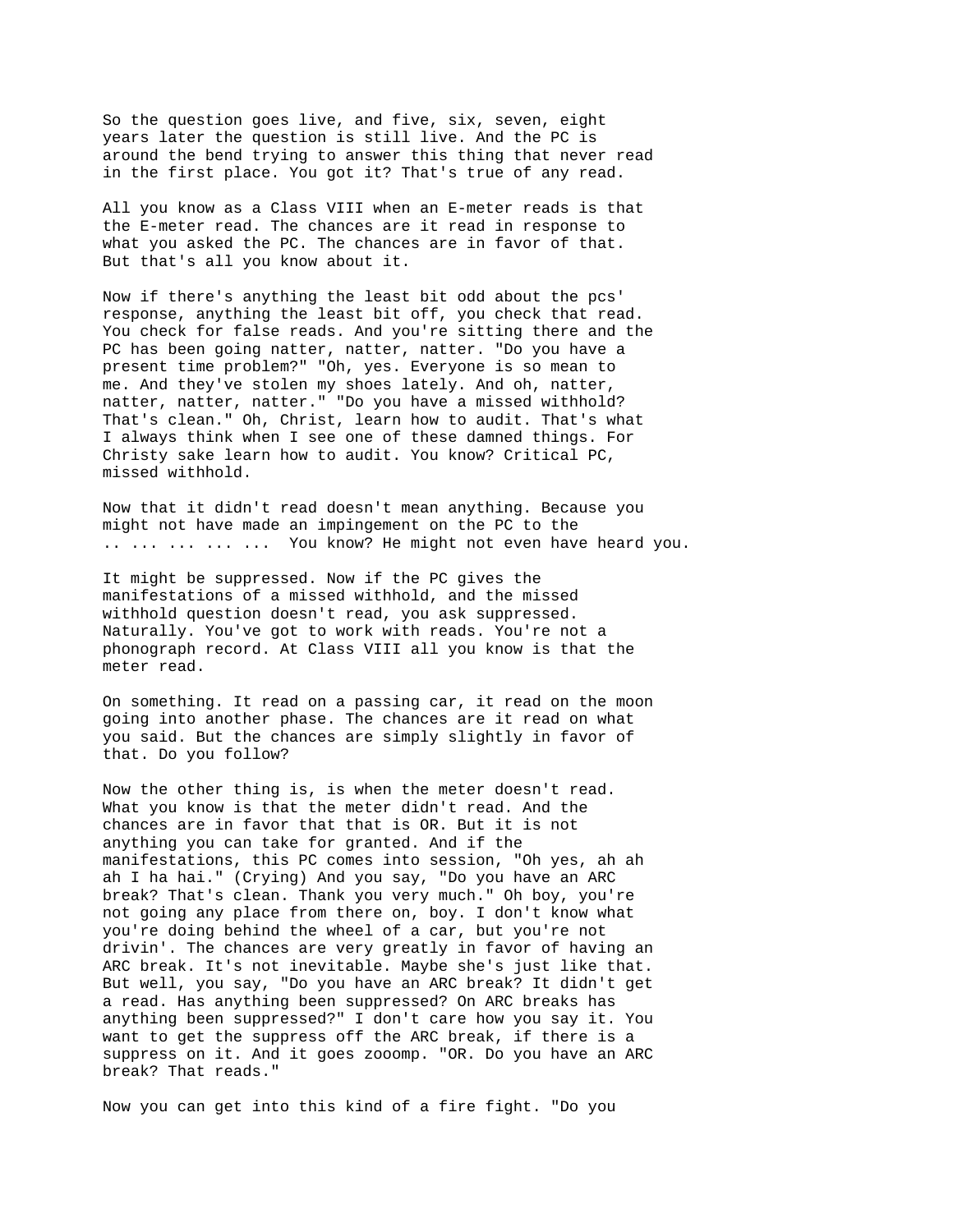So the question goes live, and five, six, seven, eight years later the question is still live. And the PC is around the bend trying to answer this thing that never read in the first place. You got it? That's true of any read.

All you know as a Class VIII when an E-meter reads is that the E-meter read. The chances are it read in response to what you asked the PC. The chances are in favor of that. But that's all you know about it.

Now if there's anything the least bit odd about the pcs' response, anything the least bit off, you check that read. You check for false reads. And you're sitting there and the PC has been going natter, natter, natter. "Do you have a present time problem?" "Oh, yes. Everyone is so mean to me. And they've stolen my shoes lately. And oh, natter, natter, natter, natter." "Do you have a missed withhold? That's clean." Oh, Christ, learn how to audit. That's what I always think when I see one of these damned things. For Christy sake learn how to audit. You know? Critical PC, missed withhold.

Now that it didn't read doesn't mean anything. Because you might not have made an impingement on the PC to the .. ... ... ... ... You know? He might not even have heard you.

It might be suppressed. Now if the PC gives the manifestations of a missed withhold, and the missed withhold question doesn't read, you ask suppressed. Naturally. You've got to work with reads. You're not a phonograph record. At Class VIII all you know is that the meter read.

On something. It read on a passing car, it read on the moon going into another phase. The chances are it read on what you said. But the chances are simply slightly in favor of that. Do you follow?

Now the other thing is, is when the meter doesn't read. What you know is that the meter didn't read. And the chances are in favor that that is OR. But it is not anything you can take for granted. And if the manifestations, this PC comes into session, "Oh yes, ah ah ah I ha hai." (Crying) And you say, "Do you have an ARC break? That's clean. Thank you very much." Oh boy, you're not going any place from there on, boy. I don't know what you're doing behind the wheel of a car, but you're not drivin'. The chances are very greatly in favor of having an ARC break. It's not inevitable. Maybe she's just like that. But well, you say, "Do you have an ARC break? It didn't get a read. Has anything been suppressed? On ARC breaks has anything been suppressed?" I don't care how you say it. You want to get the suppress off the ARC break, if there is a suppress on it. And it goes zooomp. "OR. Do you have an ARC break? That reads."

Now you can get into this kind of a fire fight. "Do you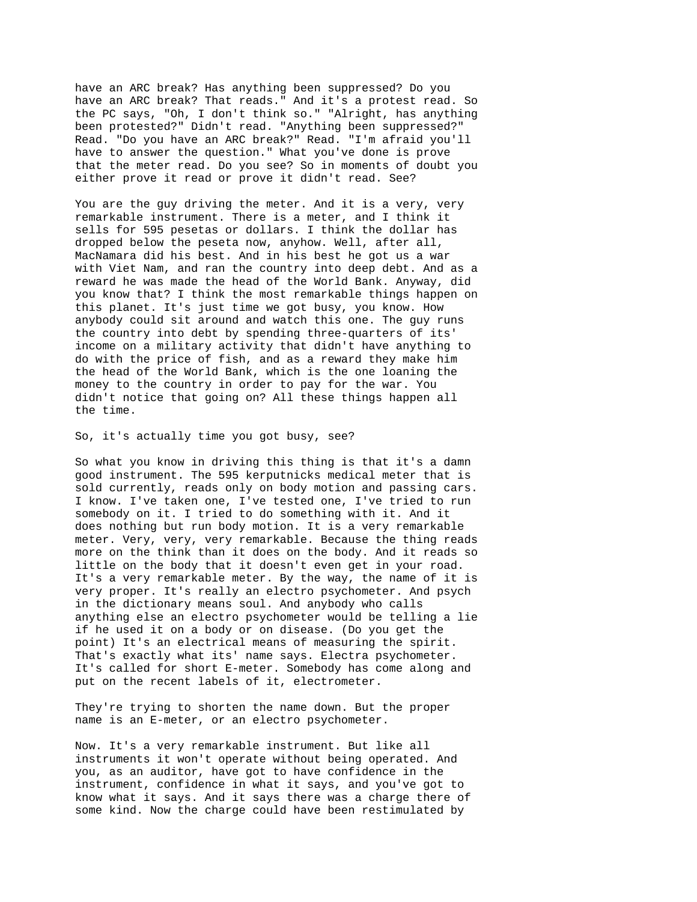have an ARC break? Has anything been suppressed? Do you have an ARC break? That reads." And it's a protest read. So the PC says, "Oh, I don't think so." "Alright, has anything been protested?" Didn't read. "Anything been suppressed?" Read. "Do you have an ARC break?" Read. "I'm afraid you'll have to answer the question." What you've done is prove that the meter read. Do you see? So in moments of doubt you either prove it read or prove it didn't read. See?

You are the guy driving the meter. And it is a very, very remarkable instrument. There is a meter, and I think it sells for 595 pesetas or dollars. I think the dollar has dropped below the peseta now, anyhow. Well, after all, MacNamara did his best. And in his best he got us a war with Viet Nam, and ran the country into deep debt. And as a reward he was made the head of the World Bank. Anyway, did you know that? I think the most remarkable things happen on this planet. It's just time we got busy, you know. How anybody could sit around and watch this one. The guy runs the country into debt by spending three-quarters of its' income on a military activity that didn't have anything to do with the price of fish, and as a reward they make him the head of the World Bank, which is the one loaning the money to the country in order to pay for the war. You didn't notice that going on? All these things happen all the time.

So, it's actually time you got busy, see?

So what you know in driving this thing is that it's a damn good instrument. The 595 kerputnicks medical meter that is sold currently, reads only on body motion and passing cars. I know. I've taken one, I've tested one, I've tried to run somebody on it. I tried to do something with it. And it does nothing but run body motion. It is a very remarkable meter. Very, very, very remarkable. Because the thing reads more on the think than it does on the body. And it reads so little on the body that it doesn't even get in your road. It's a very remarkable meter. By the way, the name of it is very proper. It's really an electro psychometer. And psych in the dictionary means soul. And anybody who calls anything else an electro psychometer would be telling a lie if he used it on a body or on disease. (Do you get the point) It's an electrical means of measuring the spirit. That's exactly what its' name says. Electra psychometer. It's called for short E-meter. Somebody has come along and put on the recent labels of it, electrometer.

They're trying to shorten the name down. But the proper name is an E-meter, or an electro psychometer.

Now. It's a very remarkable instrument. But like all instruments it won't operate without being operated. And you, as an auditor, have got to have confidence in the instrument, confidence in what it says, and you've got to know what it says. And it says there was a charge there of some kind. Now the charge could have been restimulated by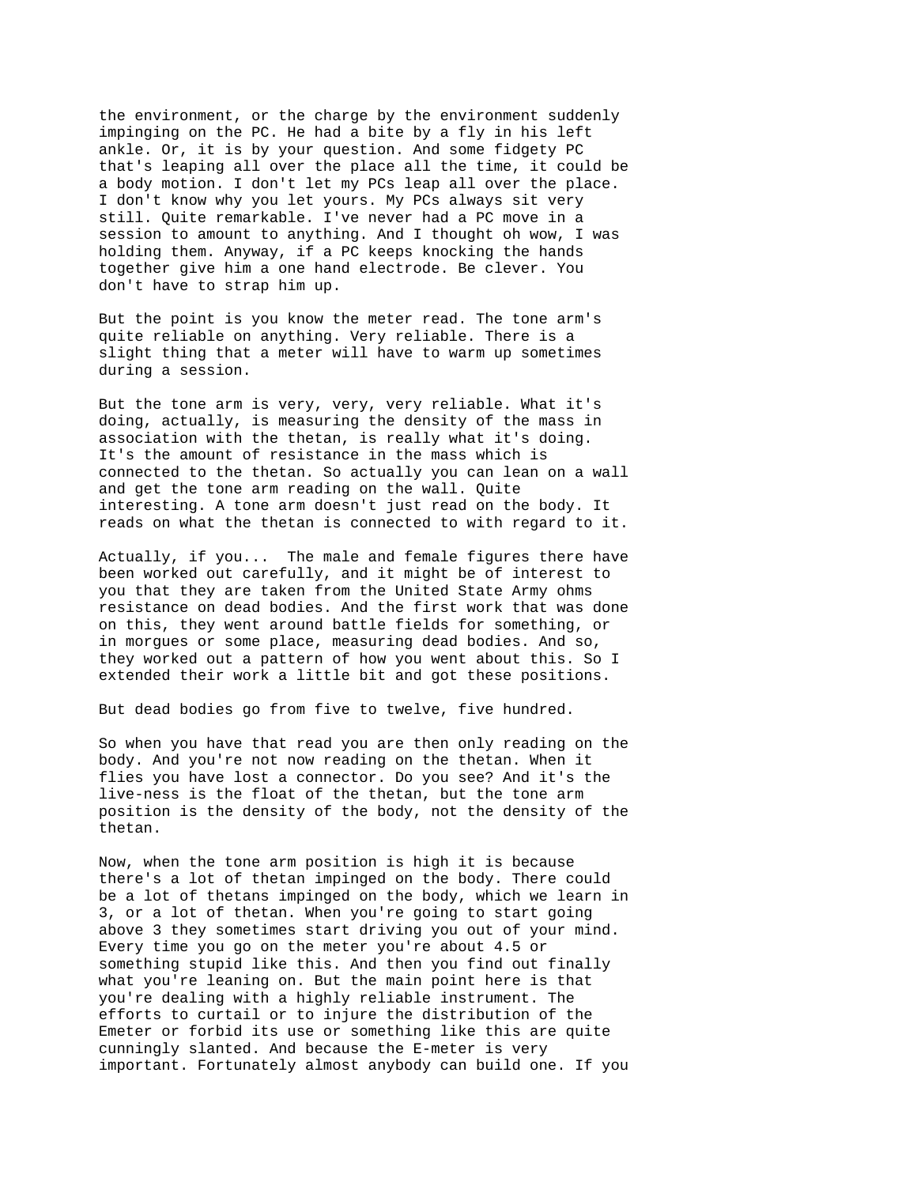the environment, or the charge by the environment suddenly impinging on the PC. He had a bite by a fly in his left ankle. Or, it is by your question. And some fidgety PC that's leaping all over the place all the time, it could be a body motion. I don't let my PCs leap all over the place. I don't know why you let yours. My PCs always sit very still. Quite remarkable. I've never had a PC move in a session to amount to anything. And I thought oh wow, I was holding them. Anyway, if a PC keeps knocking the hands together give him a one hand electrode. Be clever. You don't have to strap him up.

But the point is you know the meter read. The tone arm's quite reliable on anything. Very reliable. There is a slight thing that a meter will have to warm up sometimes during a session.

But the tone arm is very, very, very reliable. What it's doing, actually, is measuring the density of the mass in association with the thetan, is really what it's doing. It's the amount of resistance in the mass which is connected to the thetan. So actually you can lean on a wall and get the tone arm reading on the wall. Quite interesting. A tone arm doesn't just read on the body. It reads on what the thetan is connected to with regard to it.

Actually, if you... The male and female figures there have been worked out carefully, and it might be of interest to you that they are taken from the United State Army ohms resistance on dead bodies. And the first work that was done on this, they went around battle fields for something, or in morgues or some place, measuring dead bodies. And so, they worked out a pattern of how you went about this. So I extended their work a little bit and got these positions.

But dead bodies go from five to twelve, five hundred.

So when you have that read you are then only reading on the body. And you're not now reading on the thetan. When it flies you have lost a connector. Do you see? And it's the live-ness is the float of the thetan, but the tone arm position is the density of the body, not the density of the thetan.

Now, when the tone arm position is high it is because there's a lot of thetan impinged on the body. There could be a lot of thetans impinged on the body, which we learn in 3, or a lot of thetan. When you're going to start going above 3 they sometimes start driving you out of your mind. Every time you go on the meter you're about 4.5 or something stupid like this. And then you find out finally what you're leaning on. But the main point here is that you're dealing with a highly reliable instrument. The efforts to curtail or to injure the distribution of the Emeter or forbid its use or something like this are quite cunningly slanted. And because the E-meter is very important. Fortunately almost anybody can build one. If you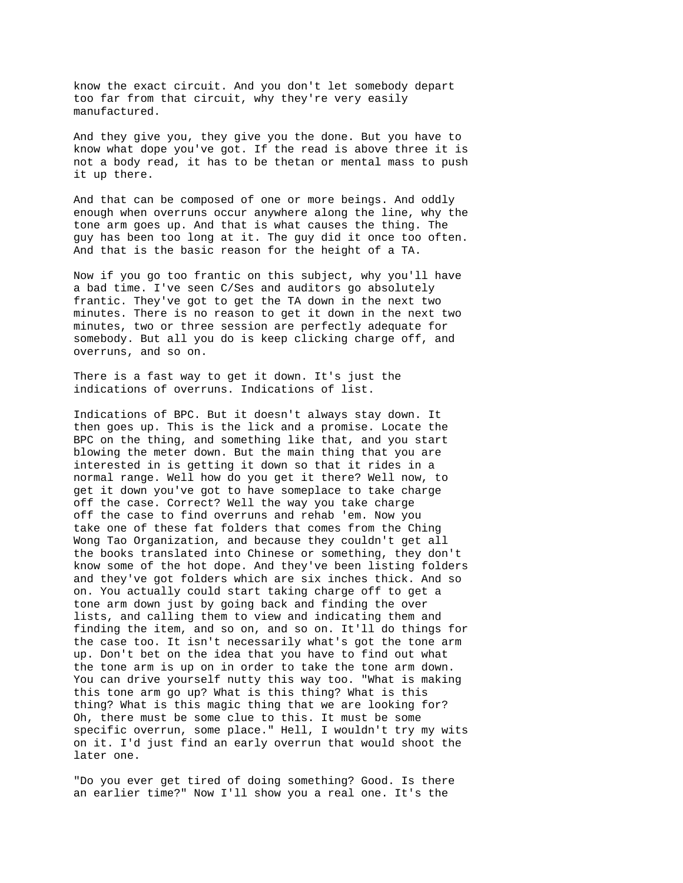know the exact circuit. And you don't let somebody depart too far from that circuit, why they're very easily manufactured.

And they give you, they give you the done. But you have to know what dope you've got. If the read is above three it is not a body read, it has to be thetan or mental mass to push it up there.

And that can be composed of one or more beings. And oddly enough when overruns occur anywhere along the line, why the tone arm goes up. And that is what causes the thing. The guy has been too long at it. The guy did it once too often. And that is the basic reason for the height of a TA.

Now if you go too frantic on this subject, why you'll have a bad time. I've seen C/Ses and auditors go absolutely frantic. They've got to get the TA down in the next two minutes. There is no reason to get it down in the next two minutes, two or three session are perfectly adequate for somebody. But all you do is keep clicking charge off, and overruns, and so on.

There is a fast way to get it down. It's just the indications of overruns. Indications of list.

Indications of BPC. But it doesn't always stay down. It then goes up. This is the lick and a promise. Locate the BPC on the thing, and something like that, and you start blowing the meter down. But the main thing that you are interested in is getting it down so that it rides in a normal range. Well how do you get it there? Well now, to get it down you've got to have someplace to take charge off the case. Correct? Well the way you take charge off the case to find overruns and rehab 'em. Now you take one of these fat folders that comes from the Ching Wong Tao Organization, and because they couldn't get all the books translated into Chinese or something, they don't know some of the hot dope. And they've been listing folders and they've got folders which are six inches thick. And so on. You actually could start taking charge off to get a tone arm down just by going back and finding the over lists, and calling them to view and indicating them and finding the item, and so on, and so on. It'll do things for the case too. It isn't necessarily what's got the tone arm up. Don't bet on the idea that you have to find out what the tone arm is up on in order to take the tone arm down. You can drive yourself nutty this way too. "What is making this tone arm go up? What is this thing? What is this thing? What is this magic thing that we are looking for? Oh, there must be some clue to this. It must be some specific overrun, some place." Hell, I wouldn't try my wits on it. I'd just find an early overrun that would shoot the later one.

"Do you ever get tired of doing something? Good. Is there an earlier time?" Now I'll show you a real one. It's the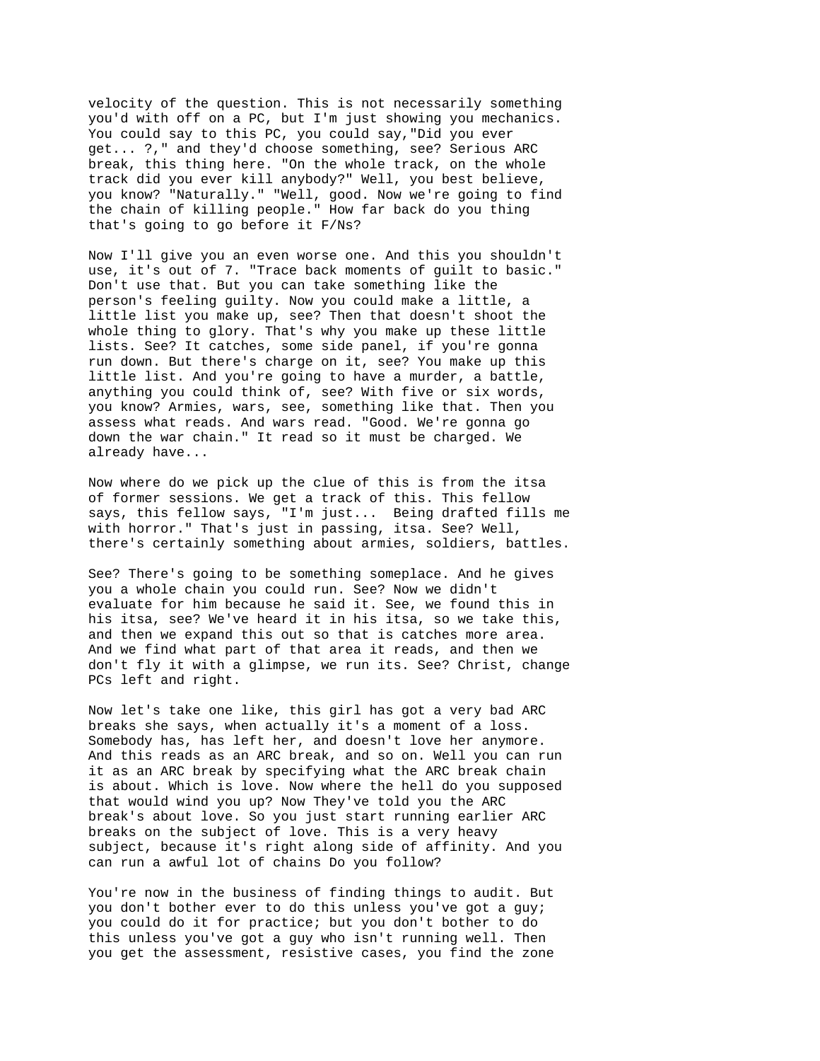velocity of the question. This is not necessarily something you'd with off on a PC, but I'm just showing you mechanics. You could say to this PC, you could say,"Did you ever get... ?," and they'd choose something, see? Serious ARC break, this thing here. "On the whole track, on the whole track did you ever kill anybody?" Well, you best believe, you know? "Naturally." "Well, good. Now we're going to find the chain of killing people." How far back do you thing that's going to go before it F/Ns?

Now I'll give you an even worse one. And this you shouldn't use, it's out of 7. "Trace back moments of guilt to basic." Don't use that. But you can take something like the person's feeling guilty. Now you could make a little, a little list you make up, see? Then that doesn't shoot the whole thing to glory. That's why you make up these little lists. See? It catches, some side panel, if you're gonna run down. But there's charge on it, see? You make up this little list. And you're going to have a murder, a battle, anything you could think of, see? With five or six words, you know? Armies, wars, see, something like that. Then you assess what reads. And wars read. "Good. We're gonna go down the war chain." It read so it must be charged. We already have...

Now where do we pick up the clue of this is from the itsa of former sessions. We get a track of this. This fellow says, this fellow says, "I'm just...  Being drafted fills me with horror." That's just in passing, itsa. See? Well, there's certainly something about armies, soldiers, battles.

See? There's going to be something someplace. And he gives you a whole chain you could run. See? Now we didn't evaluate for him because he said it. See, we found this in his itsa, see? We've heard it in his itsa, so we take this, and then we expand this out so that is catches more area. And we find what part of that area it reads, and then we don't fly it with a glimpse, we run its. See? Christ, change PCs left and right.

Now let's take one like, this girl has got a very bad ARC breaks she says, when actually it's a moment of a loss. Somebody has, has left her, and doesn't love her anymore. And this reads as an ARC break, and so on. Well you can run it as an ARC break by specifying what the ARC break chain is about. Which is love. Now where the hell do you supposed that would wind you up? Now They've told you the ARC break's about love. So you just start running earlier ARC breaks on the subject of love. This is a very heavy subject, because it's right along side of affinity. And you can run a awful lot of chains Do you follow?

You're now in the business of finding things to audit. But you don't bother ever to do this unless you've got a guy; you could do it for practice; but you don't bother to do this unless you've got a guy who isn't running well. Then you get the assessment, resistive cases, you find the zone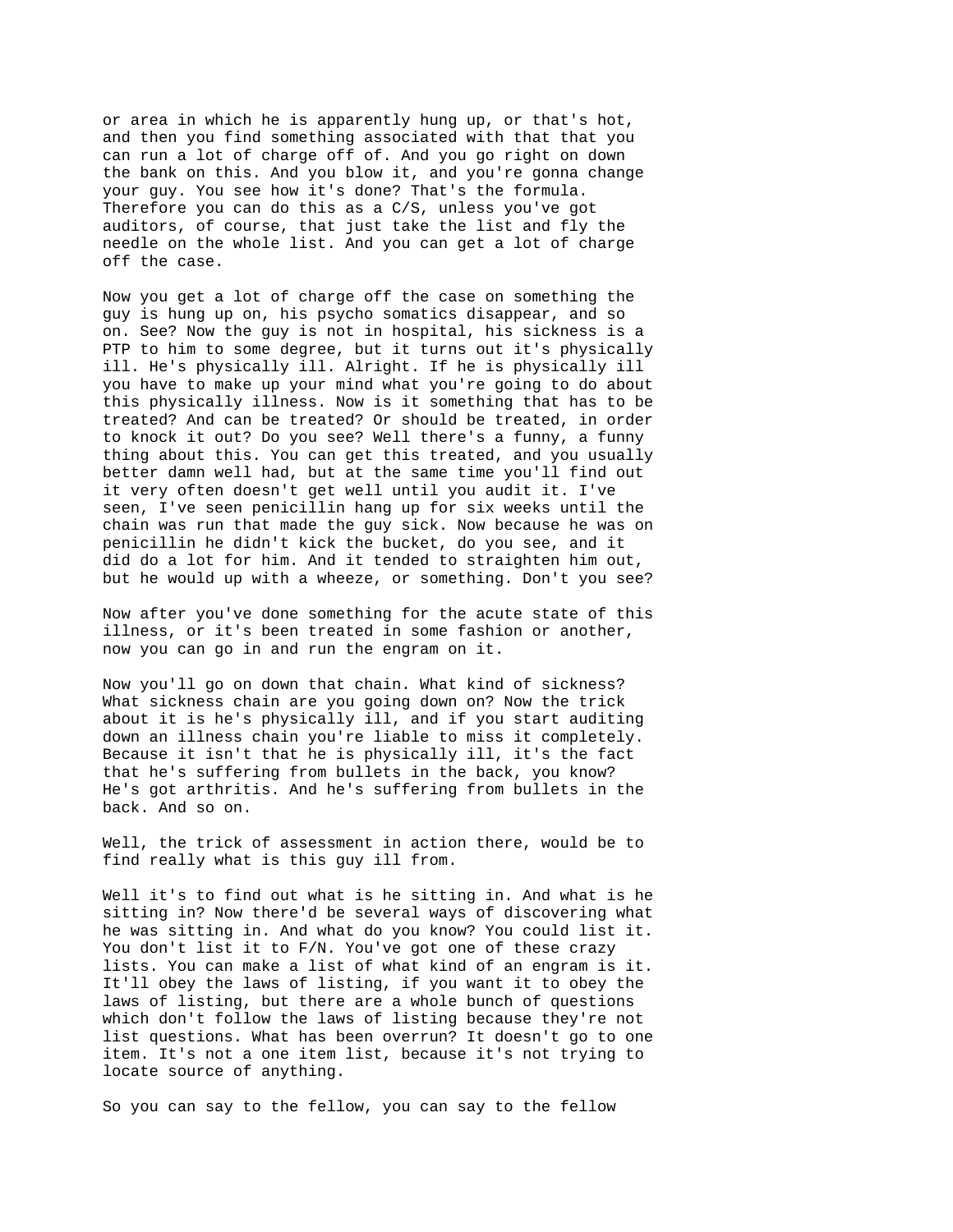or area in which he is apparently hung up, or that's hot, and then you find something associated with that that you can run a lot of charge off of. And you go right on down the bank on this. And you blow it, and you're gonna change your guy. You see how it's done? That's the formula. Therefore you can do this as a C/S, unless you've got auditors, of course, that just take the list and fly the needle on the whole list. And you can get a lot of charge off the case.

Now you get a lot of charge off the case on something the guy is hung up on, his psycho somatics disappear, and so on. See? Now the guy is not in hospital, his sickness is a PTP to him to some degree, but it turns out it's physically ill. He's physically ill. Alright. If he is physically ill you have to make up your mind what you're going to do about this physically illness. Now is it something that has to be treated? And can be treated? Or should be treated, in order to knock it out? Do you see? Well there's a funny, a funny thing about this. You can get this treated, and you usually better damn well had, but at the same time you'll find out it very often doesn't get well until you audit it. I've seen, I've seen penicillin hang up for six weeks until the chain was run that made the guy sick. Now because he was on penicillin he didn't kick the bucket, do you see, and it did do a lot for him. And it tended to straighten him out, but he would up with a wheeze, or something. Don't you see?

Now after you've done something for the acute state of this illness, or it's been treated in some fashion or another, now you can go in and run the engram on it.

Now you'll go on down that chain. What kind of sickness? What sickness chain are you going down on? Now the trick about it is he's physically ill, and if you start auditing down an illness chain you're liable to miss it completely. Because it isn't that he is physically ill, it's the fact that he's suffering from bullets in the back, you know? He's got arthritis. And he's suffering from bullets in the back. And so on.

Well, the trick of assessment in action there, would be to find really what is this guy ill from.

Well it's to find out what is he sitting in. And what is he sitting in? Now there'd be several ways of discovering what he was sitting in. And what do you know? You could list it. You don't list it to F/N. You've got one of these crazy lists. You can make a list of what kind of an engram is it. It'll obey the laws of listing, if you want it to obey the laws of listing, but there are a whole bunch of questions which don't follow the laws of listing because they're not list questions. What has been overrun? It doesn't go to one item. It's not a one item list, because it's not trying to locate source of anything.

So you can say to the fellow, you can say to the fellow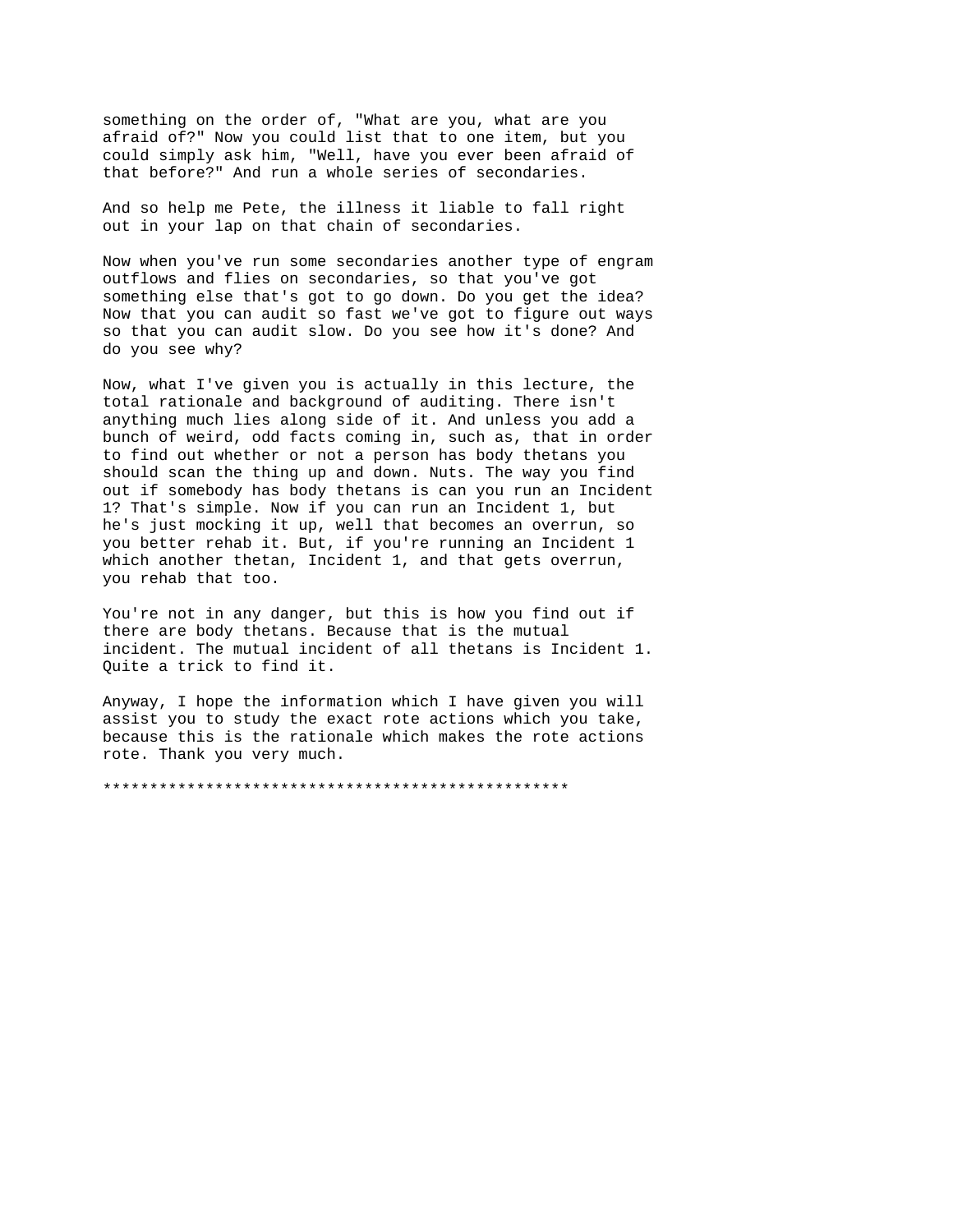something on the order of, "What are you, what are you afraid of?" Now you could list that to one item, but you could simply ask him, "Well, have you ever been afraid of that before?" And run a whole series of secondaries.

And so help me Pete, the illness it liable to fall right out in your lap on that chain of secondaries.

Now when you've run some secondaries another type of engram outflows and flies on secondaries, so that you've got something else that's got to go down. Do you get the idea? Now that you can audit so fast we've got to figure out ways so that you can audit slow. Do you see how it's done? And do you see why?

Now, what I've given you is actually in this lecture, the total rationale and background of auditing. There isn't anything much lies along side of it. And unless you add a bunch of weird, odd facts coming in, such as, that in order to find out whether or not a person has body thetans you should scan the thing up and down. Nuts. The way you find out if somebody has body thetans is can you run an Incident 1? That's simple. Now if you can run an Incident 1, but he's just mocking it up, well that becomes an overrun, so you better rehab it. But, if you're running an Incident 1 which another thetan, Incident 1, and that gets overrun, you rehab that too.

You're not in any danger, but this is how you find out if there are body thetans. Because that is the mutual incident. The mutual incident of all thetans is Incident 1. Quite a trick to find it.

Anyway, I hope the information which I have given you will assist you to study the exact rote actions which you take, because this is the rationale which makes the rote actions rote. Thank you very much.

***************************************************